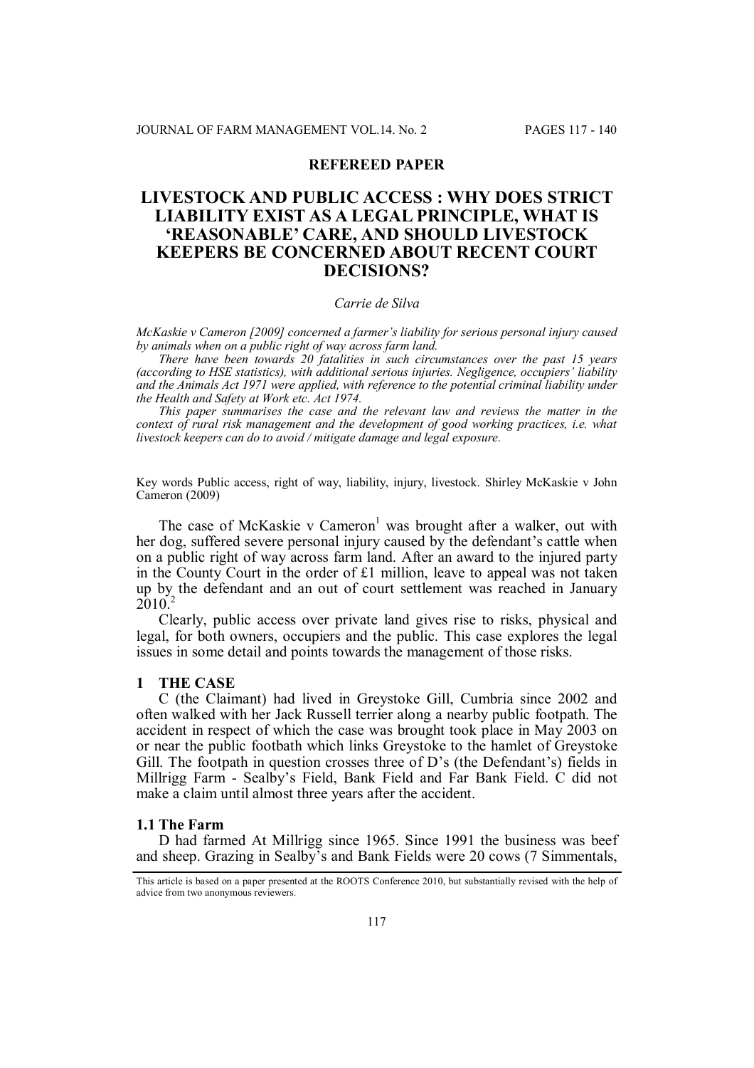**REFEREED PAPER**

# LIVESTOCK AND PUBLIC ACCESS : WHY DOES STRICT LIABILITY EXIST AS A LEGAL PRINCIPLE, WHAT IS 'REASONABLE' CARE, AND SHOULD LIVESTOCK KEEPERS BE CONCERNED ABOUT RECENT COURT DECISIONS?

*Carrie de Silva*

*McKaskie v Cameron [2009] concerned a farmer's liability for serious personal injury caused by animals when on a public right of way across farm land.*

*There have been towards 20 fatalities in such circumstances over the past 15 years (according to HSE statistics), with additional serious injuries. Negligence, occupiers' liability and the Animals Act 1971 were applied, with reference to the potential criminal liability under the Health and Safety at Work etc. Act 1974.*

*This paper summarises the case and the relevant law and reviews the matter in the context of rural risk management and the development of good working practices, i.e. what livestock keepers can do to avoid / mitigate damage and legal exposure.*

Key words Public access, right of way, liability, injury, livestock. Shirley McKaskie v John Cameron (2009)

The case of McKaskie v Cameron[1] was brought after a walker, out with her dog, suffered severe personal injury caused by the defendant's cattle when on a public right of way across farm land. After an award to the injured party in the County Court in the order of £1 million, leave to appeal was not taken up by the defendant and an out of court settlement was reached in January 2010.[2]

Clearly, public access over private land gives rise to risks, physical and legal, for both owners, occupiers and the public. This case explores the legal issues in some detail and points towards the management of those risks.

## 1 THE CASE

C (the Claimant) had lived in Greystoke Gill, Cumbria since 2002 and often walked with her Jack Russell terrier along a nearby public footpath. The accident in respect of which the case was brought took place in May 2003 on or near the public footbath which links Greystoke to the hamlet of Greystoke Gill. The footpath in question crosses three of D's (the Defendant's) fields in Millrigg Farm - Sealby's Field, Bank Field and Far Bank Field. C did not make a claim until almost three years after the accident.

### 1.1 The Farm

D had farmed At Millrigg since 1965. Since 1991 the business was beef and sheep. Grazing in Sealby's and Bank Fields were 20 cows (7 Simmentals,

This article is based on a paper presented at the ROOTS Conference 2010, but substantially revised with the help of advice from two anonymous reviewers.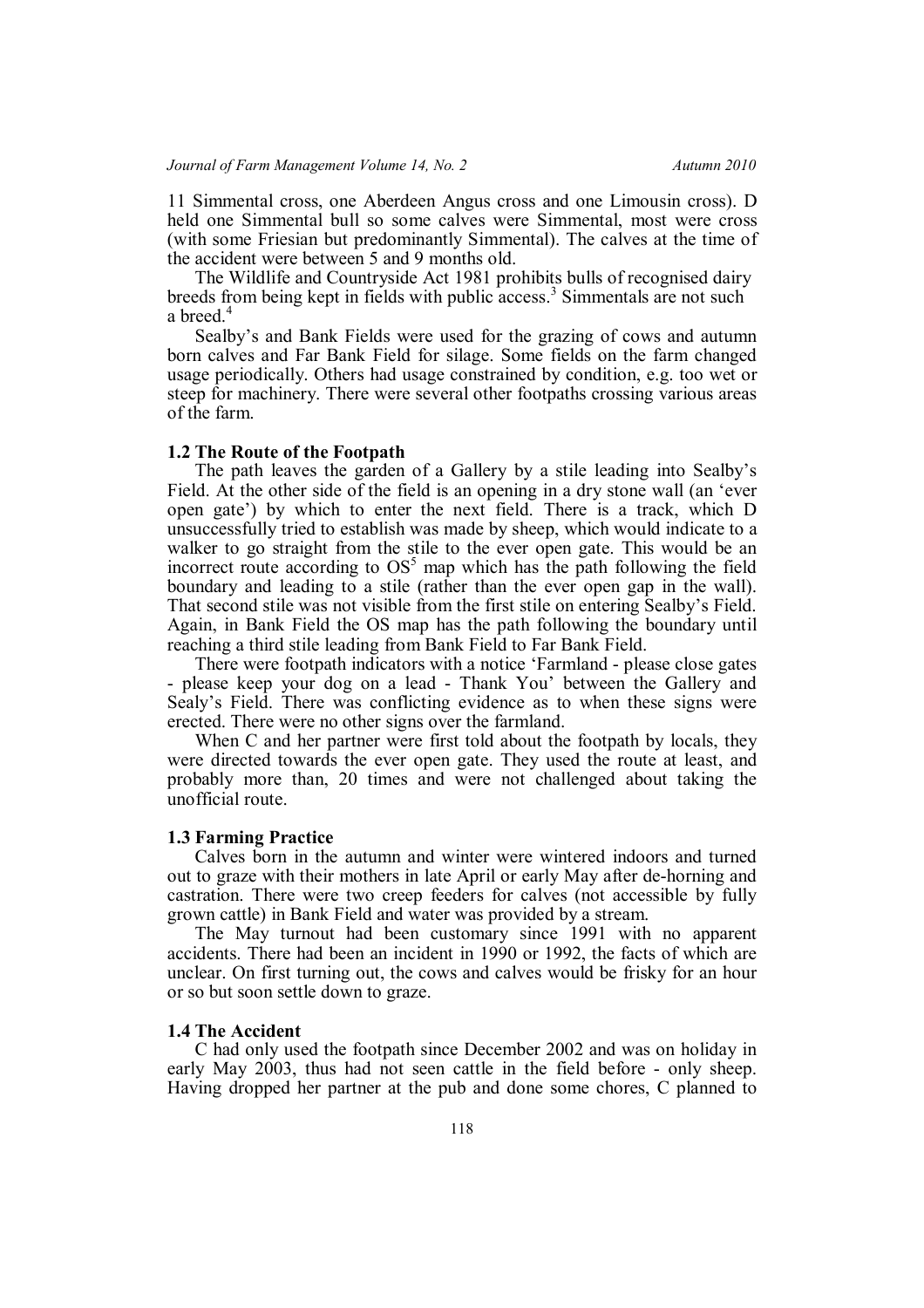11 Simmental cross, one Aberdeen Angus cross and one Limousin cross). D held one Simmental bull so some calves were Simmental, most were cross (with some Friesian but predominantly Simmental). The calves at the time of the accident were between 5 and 9 months old.

The Wildlife and Countryside Act 1981 prohibits bulls of recognised dairy breeds from being kept in fields with public access.[3] Simmentals are not such a breed.[4]

Sealby's and Bank Fields were used for the grazing of cows and autumn born calves and Far Bank Field for silage. Some fields on the farm changed usage periodically. Others had usage constrained by condition, e.g. too wet or steep for machinery. There were several other footpaths crossing various areas of the farm.

### 1.2 The Route of the Footpath

The path leaves the garden of a Gallery by a stile leading into Sealby's Field. At the other side of the field is an opening in a dry stone wall (an 'ever open gate') by which to enter the next field. There is a track, which D unsuccessfully tried to establish was made by sheep, which would indicate to a walker to go straight from the stile to the ever open gate. This would be an incorrect route according to OS[5] map which has the path following the field boundary and leading to a stile (rather than the ever open gap in the wall). That second stile was not visible from the first stile on entering Sealby's Field. Again, in Bank Field the OS map has the path following the boundary until reaching a third stile leading from Bank Field to Far Bank Field.

There were footpath indicators with a notice 'Farmland - please close gates - please keep your dog on a lead - Thank You' between the Gallery and Sealy's Field. There was conflicting evidence as to when these signs were erected. There were no other signs over the farmland.

When C and her partner were first told about the footpath by locals, they were directed towards the ever open gate. They used the route at least, and probably more than, 20 times and were not challenged about taking the unofficial route.

### 1.3 Farming Practice

Calves born in the autumn and winter were wintered indoors and turned out to graze with their mothers in late April or early May after de-horning and castration. There were two creep feeders for calves (not accessible by fully grown cattle) in Bank Field and water was provided by a stream.

The May turnout had been customary since 1991 with no apparent accidents. There had been an incident in 1990 or 1992, the facts of which are unclear. On first turning out, the cows and calves would be frisky for an hour or so but soon settle down to graze.

### 1.4 The Accident

C had only used the footpath since December 2002 and was on holiday in early May 2003, thus had not seen cattle in the field before - only sheep. Having dropped her partner at the pub and done some chores, C planned to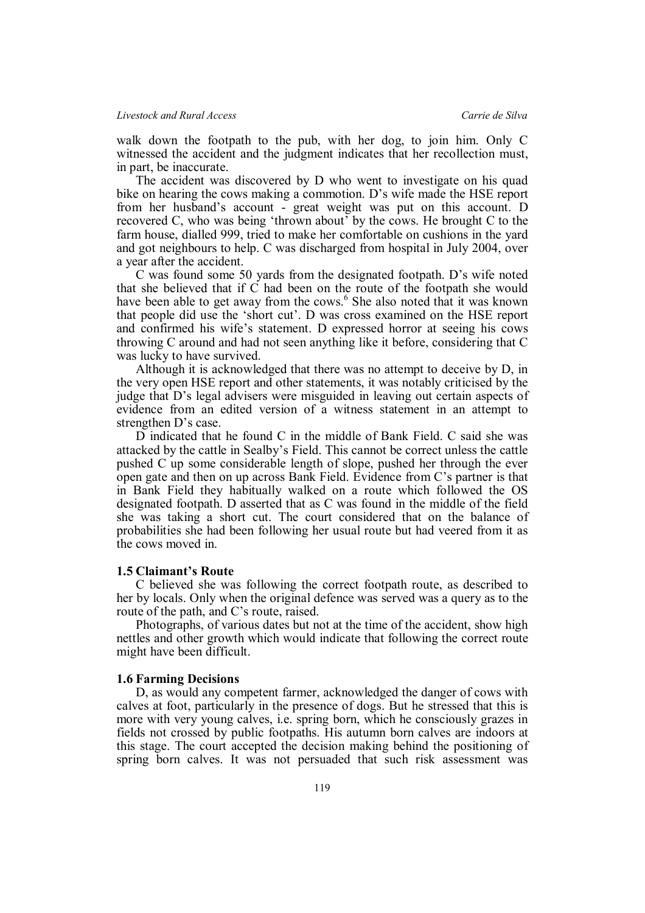walk down the footpath to the pub, with her dog, to join him. Only C witnessed the accident and the judgment indicates that her recollection must, in part, be inaccurate.

The accident was discovered by D who went to investigate on his quad bike on hearing the cows making a commotion. D's wife made the HSE report from her husband's account - great weight was put on this account. D recovered C, who was being 'thrown about' by the cows. He brought C to the farm house, dialled 999, tried to make her comfortable on cushions in the yard and got neighbours to help. C was discharged from hospital in July 2004, over a year after the accident.

C was found some 50 yards from the designated footpath. D's wife noted that she believed that if C had been on the route of the footpath she would have been able to get away from the cows.[6] She also noted that it was known that people did use the 'short cut'. D was cross examined on the HSE report and confirmed his wife's statement. D expressed horror at seeing his cows throwing C around and had not seen anything like it before, considering that C was lucky to have survived.

Although it is acknowledged that there was no attempt to deceive by D, in the very open HSE report and other statements, it was notably criticised by the judge that D's legal advisers were misguided in leaving out certain aspects of evidence from an edited version of a witness statement in an attempt to strengthen D's case.

D indicated that he found C in the middle of Bank Field. C said she was attacked by the cattle in Sealby's Field. This cannot be correct unless the cattle pushed C up some considerable length of slope, pushed her through the ever open gate and then on up across Bank Field. Evidence from C's partner is that in Bank Field they habitually walked on a route which followed the OS designated footpath. D asserted that as C was found in the middle of the field she was taking a short cut. The court considered that on the balance of probabilities she had been following her usual route but had veered from it as the cows moved in.

### 1.5 Claimant's Route

C believed she was following the correct footpath route, as described to her by locals. Only when the original defence was served was a query as to the route of the path, and C's route, raised.

Photographs, of various dates but not at the time of the accident, show high nettles and other growth which would indicate that following the correct route might have been difficult.

### 1.6 Farming Decisions

D, as would any competent farmer, acknowledged the danger of cows with calves at foot, particularly in the presence of dogs. But he stressed that this is more with very young calves, i.e. spring born, which he consciously grazes in fields not crossed by public footpaths. His autumn born calves are indoors at this stage. The court accepted the decision making behind the positioning of spring born calves. It was not persuaded that such risk assessment was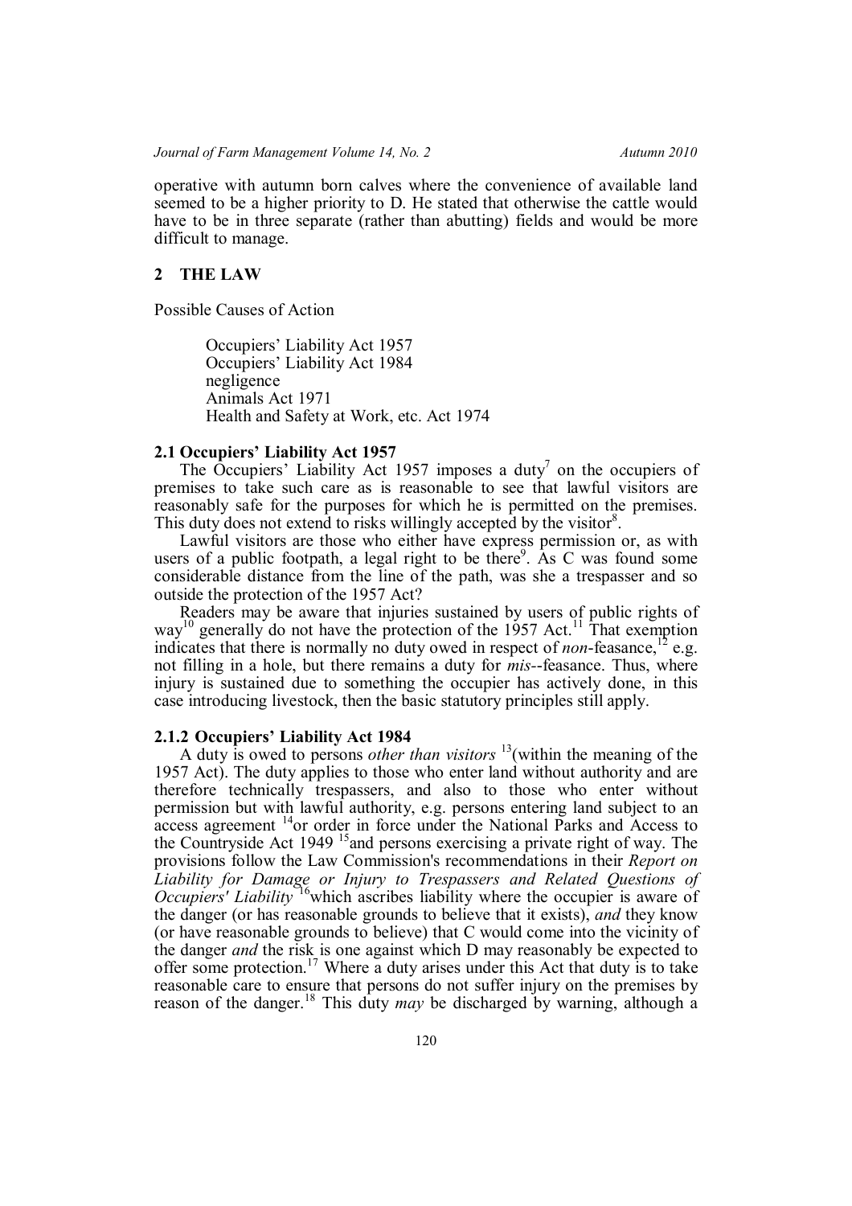operative with autumn born calves where the convenience of available land seemed to be a higher priority to D. He stated that otherwise the cattle would have to be in three separate (rather than abutting) fields and would be more difficult to manage.

## 2 THE LAW

Possible Causes of Action

> Occupiers' Liability Act 1957
> Occupiers' Liability Act 1984
> negligence
> Animals Act 1971
> Health and Safety at Work, etc. Act 1974

### 2.1 Occupiers' Liability Act 1957

The Occupiers' Liability Act 1957 imposes a duty[7] on the occupiers of premises to take such care as is reasonable to see that lawful visitors are reasonably safe for the purposes for which he is permitted on the premises. This duty does not extend to risks willingly accepted by the visitor[8].

Lawful visitors are those who either have express permission or, as with users of a public footpath, a legal right to be there[9]. As C was found some considerable distance from the line of the path, was she a trespasser and so outside the protection of the 1957 Act?

Readers may be aware that injuries sustained by users of public rights of way[10] generally do not have the protection of the 1957 Act.[11] That exemption indicates that there is normally no duty owed in respect of *non*-feasance,[12] e.g. not filling in a hole, but there remains a duty for *mis*--feasance. Thus, where injury is sustained due to something the occupier has actively done, in this case introducing livestock, then the basic statutory principles still apply.

### 2.1.2 Occupiers' Liability Act 1984

A duty is owed to persons *other than visitors* [13](within the meaning of the 1957 Act). The duty applies to those who enter land without authority and are therefore technically trespassers, and also to those who enter without permission but with lawful authority, e.g. persons entering land subject to an access agreement [14]or order in force under the National Parks and Access to the Countryside Act 1949 [15]and persons exercising a private right of way. The provisions follow the Law Commission's recommendations in their *Report on Liability for Damage or Injury to Trespassers and Related Questions of Occupiers' Liability* [16]which ascribes liability where the occupier is aware of the danger (or has reasonable grounds to believe that it exists), *and* they know (or have reasonable grounds to believe) that C would come into the vicinity of the danger *and* the risk is one against which D may reasonably be expected to offer some protection.[17] Where a duty arises under this Act that duty is to take reasonable care to ensure that persons do not suffer injury on the premises by reason of the danger.[18] This duty *may* be discharged by warning, although a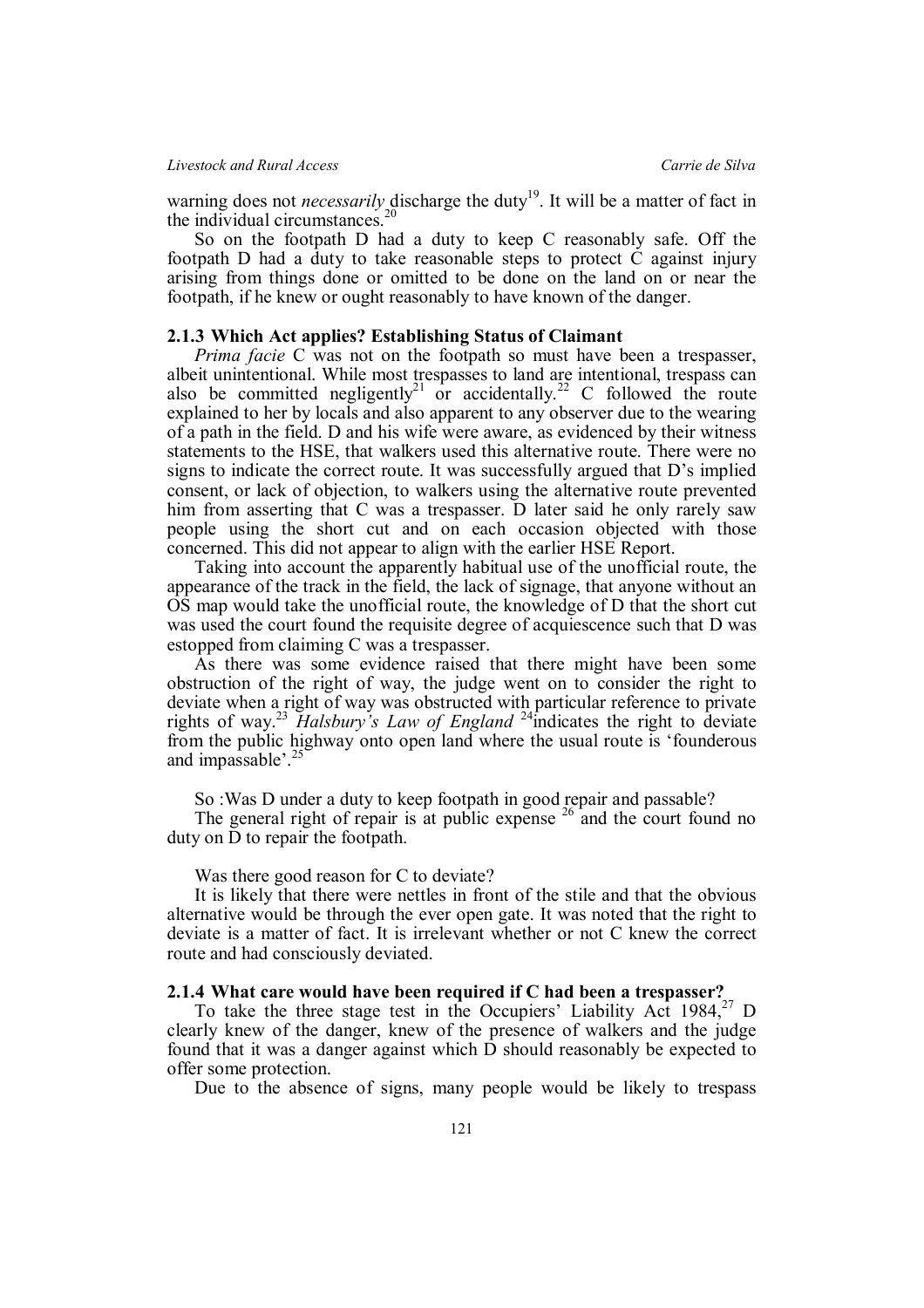warning does not *necessarily* discharge the duty[19]. It will be a matter of fact in the individual circumstances.[20]

So on the footpath D had a duty to keep C reasonably safe. Off the footpath D had a duty to take reasonable steps to protect C against injury arising from things done or omitted to be done on the land on or near the footpath, if he knew or ought reasonably to have known of the danger.

### 2.1.3 Which Act applies? Establishing Status of Claimant

*Prima facie* C was not on the footpath so must have been a trespasser, albeit unintentional. While most trespasses to land are intentional, trespass can also be committed negligently[21] or accidentally.[22] C followed the route explained to her by locals and also apparent to any observer due to the wearing of a path in the field. D and his wife were aware, as evidenced by their witness statements to the HSE, that walkers used this alternative route. There were no signs to indicate the correct route. It was successfully argued that D's implied consent, or lack of objection, to walkers using the alternative route prevented him from asserting that C was a trespasser. D later said he only rarely saw people using the short cut and on each occasion objected with those concerned. This did not appear to align with the earlier HSE Report.

Taking into account the apparently habitual use of the unofficial route, the appearance of the track in the field, the lack of signage, that anyone without an OS map would take the unofficial route, the knowledge of D that the short cut was used the court found the requisite degree of acquiescence such that D was estopped from claiming C was a trespasser.

As there was some evidence raised that there might have been some obstruction of the right of way, the judge went on to consider the right to deviate when a right of way was obstructed with particular reference to private rights of way.[23] *Halsbury's Law of England* [24]indicates the right to deviate from the public highway onto open land where the usual route is 'founderous and impassable'.[25]

So :Was D under a duty to keep footpath in good repair and passable?

The general right of repair is at public expense [26] and the court found no duty on D to repair the footpath.

Was there good reason for C to deviate?

It is likely that there were nettles in front of the stile and that the obvious alternative would be through the ever open gate. It was noted that the right to deviate is a matter of fact. It is irrelevant whether or not C knew the correct route and had consciously deviated.

### 2.1.4 What care would have been required if C had been a trespasser?

To take the three stage test in the Occupiers' Liability Act 1984,[27] D clearly knew of the danger, knew of the presence of walkers and the judge found that it was a danger against which D should reasonably be expected to offer some protection.

Due to the absence of signs, many people would be likely to trespass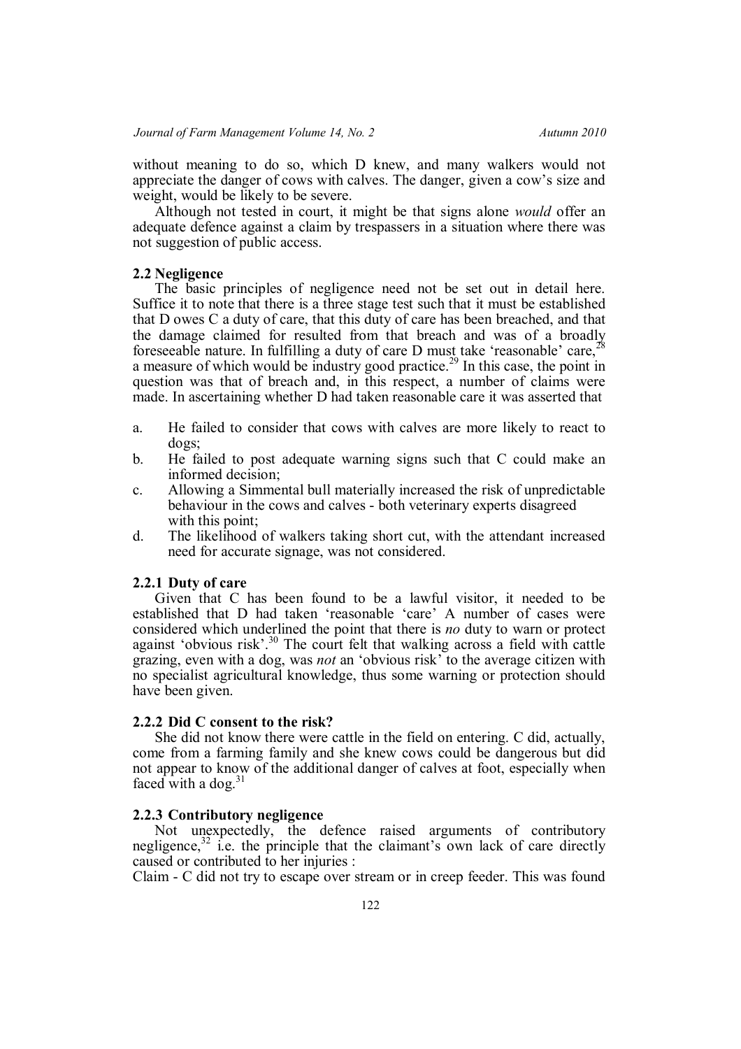without meaning to do so, which D knew, and many walkers would not appreciate the danger of cows with calves. The danger, given a cow's size and weight, would be likely to be severe.

Although not tested in court, it might be that signs alone *would* offer an adequate defence against a claim by trespassers in a situation where there was not suggestion of public access.

### 2.2 Negligence

The basic principles of negligence need not be set out in detail here. Suffice it to note that there is a three stage test such that it must be established that D owes C a duty of care, that this duty of care has been breached, and that the damage claimed for resulted from that breach and was of a broadly foreseeable nature. In fulfilling a duty of care D must take 'reasonable' care,[28] a measure of which would be industry good practice.[29] In this case, the point in question was that of breach and, in this respect, a number of claims were made. In ascertaining whether D had taken reasonable care it was asserted that

a. He failed to consider that cows with calves are more likely to react to dogs;
b. He failed to post adequate warning signs such that C could make an informed decision;
c. Allowing a Simmental bull materially increased the risk of unpredictable behaviour in the cows and calves - both veterinary experts disagreed with this point;
d. The likelihood of walkers taking short cut, with the attendant increased need for accurate signage, was not considered.

#### 2.2.1 Duty of care

Given that C has been found to be a lawful visitor, it needed to be established that D had taken 'reasonable 'care' A number of cases were considered which underlined the point that there is *no* duty to warn or protect against 'obvious risk'.[30] The court felt that walking across a field with cattle grazing, even with a dog, was *not* an 'obvious risk' to the average citizen with no specialist agricultural knowledge, thus some warning or protection should have been given.

#### 2.2.2 Did C consent to the risk?

She did not know there were cattle in the field on entering. C did, actually, come from a farming family and she knew cows could be dangerous but did not appear to know of the additional danger of calves at foot, especially when faced with a dog.[31]

#### 2.2.3 Contributory negligence

Not unexpectedly, the defence raised arguments of contributory negligence,[32] i.e. the principle that the claimant's own lack of care directly caused or contributed to her injuries :

Claim - C did not try to escape over stream or in creep feeder. This was found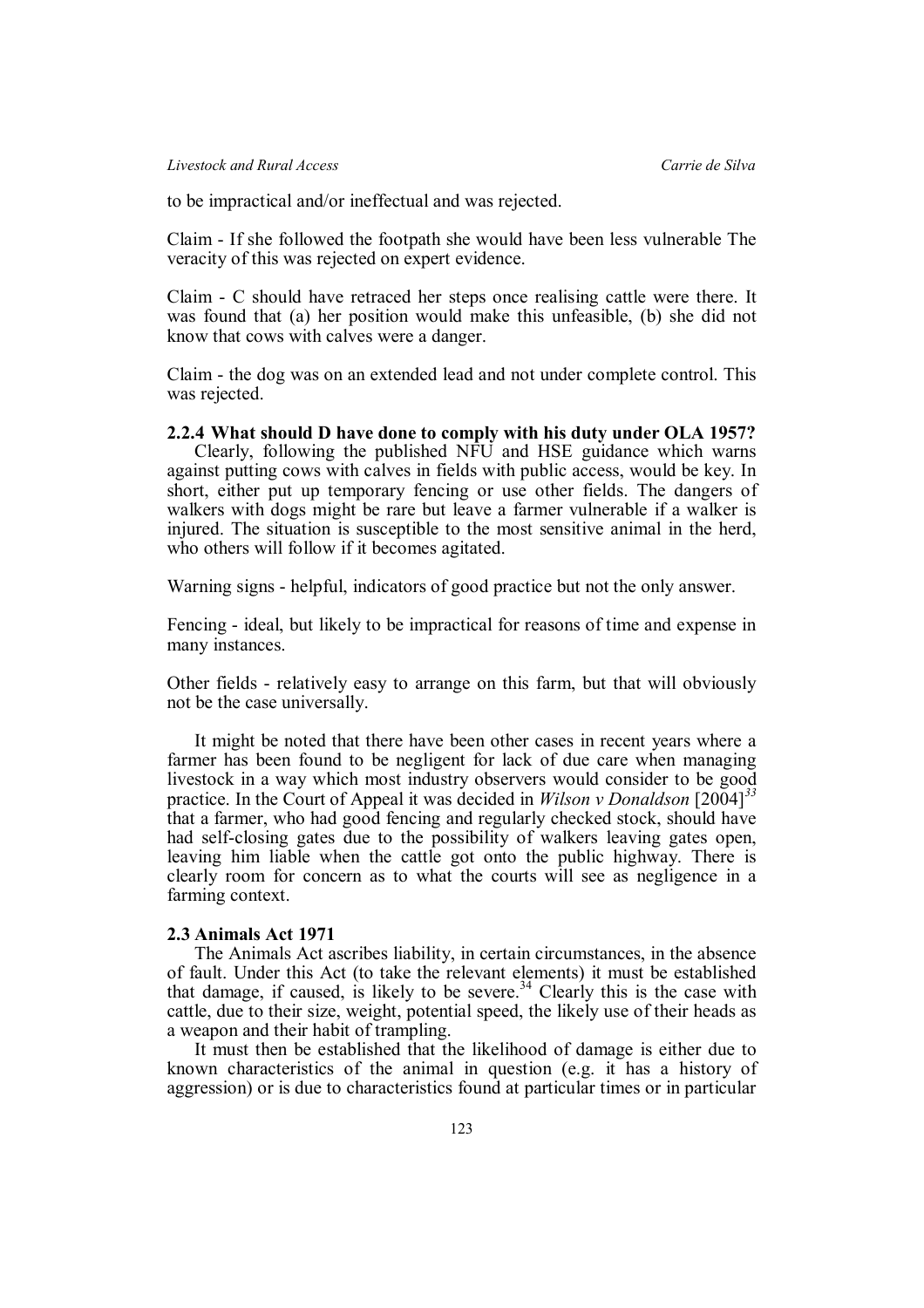to be impractical and/or ineffectual and was rejected.

Claim - If she followed the footpath she would have been less vulnerable The veracity of this was rejected on expert evidence.

Claim - C should have retraced her steps once realising cattle were there. It was found that (a) her position would make this unfeasible, (b) she did not know that cows with calves were a danger.

Claim - the dog was on an extended lead and not under complete control. This was rejected.

### 2.2.4 What should D have done to comply with his duty under OLA 1957?

Clearly, following the published NFU and HSE guidance which warns against putting cows with calves in fields with public access, would be key. In short, either put up temporary fencing or use other fields. The dangers of walkers with dogs might be rare but leave a farmer vulnerable if a walker is injured. The situation is susceptible to the most sensitive animal in the herd, who others will follow if it becomes agitated.

Warning signs - helpful, indicators of good practice but not the only answer.

Fencing - ideal, but likely to be impractical for reasons of time and expense in many instances.

Other fields - relatively easy to arrange on this farm, but that will obviously not be the case universally.

It might be noted that there have been other cases in recent years where a farmer has been found to be negligent for lack of due care when managing livestock in a way which most industry observers would consider to be good practice. In the Court of Appeal it was decided in *Wilson v Donaldson* [2004][33] that a farmer, who had good fencing and regularly checked stock, should have had self-closing gates due to the possibility of walkers leaving gates open, leaving him liable when the cattle got onto the public highway. There is clearly room for concern as to what the courts will see as negligence in a farming context.

### 2.3 Animals Act 1971

The Animals Act ascribes liability, in certain circumstances, in the absence of fault. Under this Act (to take the relevant elements) it must be established that damage, if caused, is likely to be severe.[34] Clearly this is the case with cattle, due to their size, weight, potential speed, the likely use of their heads as a weapon and their habit of trampling.

It must then be established that the likelihood of damage is either due to known characteristics of the animal in question (e.g. it has a history of aggression) or is due to characteristics found at particular times or in particular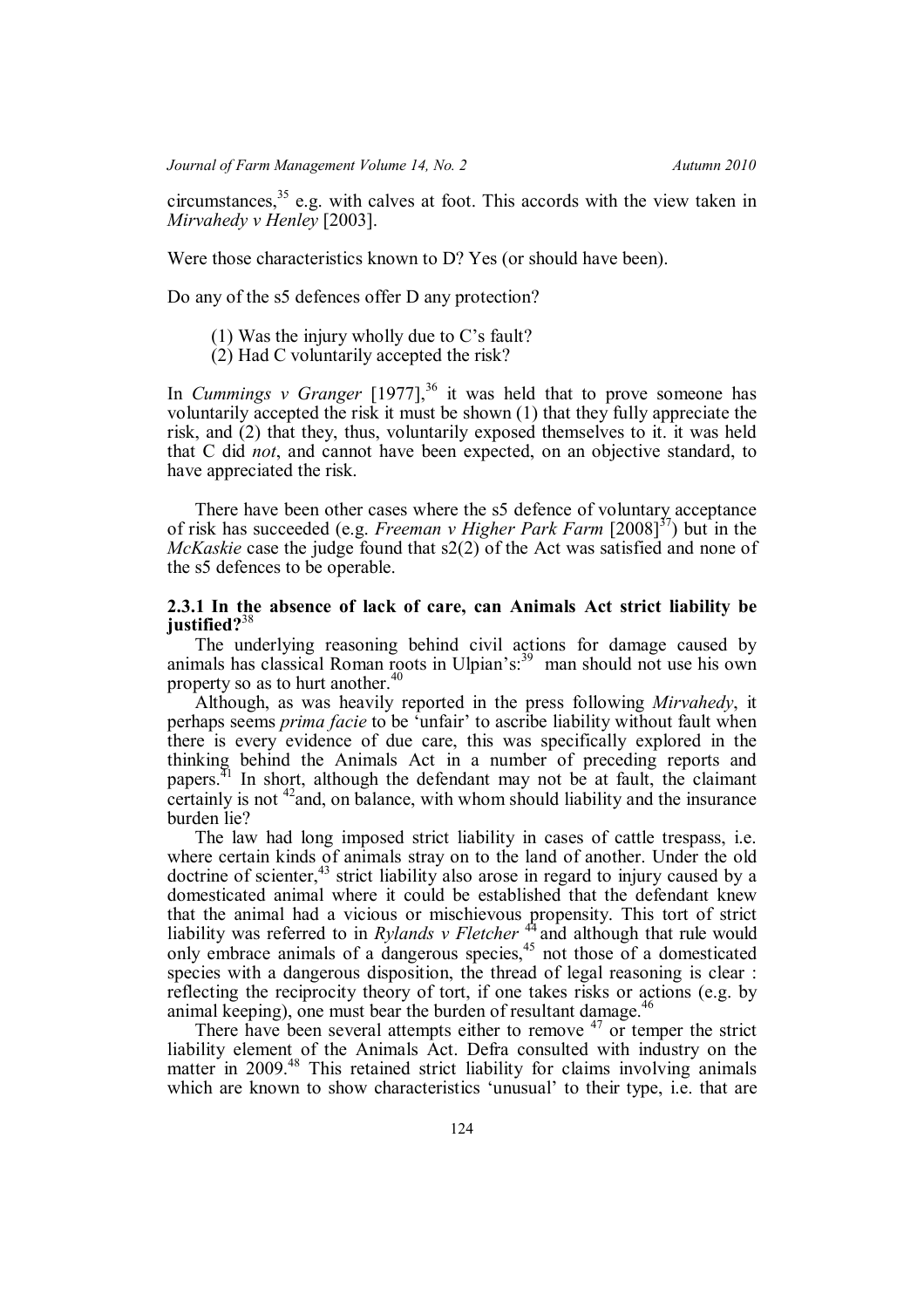circumstances,[35] e.g. with calves at foot. This accords with the view taken in *Mirvahedy v Henley* [2003].

Were those characteristics known to D? Yes (or should have been).

Do any of the s5 defences offer D any protection?

(1) Was the injury wholly due to C's fault?
(2) Had C voluntarily accepted the risk?

In *Cummings v Granger* [1977],[36] it was held that to prove someone has voluntarily accepted the risk it must be shown (1) that they fully appreciate the risk, and (2) that they, thus, voluntarily exposed themselves to it. it was held that C did *not*, and cannot have been expected, on an objective standard, to have appreciated the risk.

There have been other cases where the s5 defence of voluntary acceptance of risk has succeeded (e.g. *Freeman v Higher Park Farm* [2008][37]) but in the *McKaskie* case the judge found that s2(2) of the Act was satisfied and none of the s5 defences to be operable.

### 2.3.1 In the absence of lack of care, can Animals Act strict liability be justified?[38]

The underlying reasoning behind civil actions for damage caused by animals has classical Roman roots in Ulpian's:[39] man should not use his own property so as to hurt another.[40]

Although, as was heavily reported in the press following *Mirvahedy*, it perhaps seems *prima facie* to be 'unfair' to ascribe liability without fault when there is every evidence of due care, this was specifically explored in the thinking behind the Animals Act in a number of preceding reports and papers.[41] In short, although the defendant may not be at fault, the claimant certainly is not [42]and, on balance, with whom should liability and the insurance burden lie?

The law had long imposed strict liability in cases of cattle trespass, i.e. where certain kinds of animals stray on to the land of another. Under the old doctrine of scienter,[43] strict liability also arose in regard to injury caused by a domesticated animal where it could be established that the defendant knew that the animal had a vicious or mischievous propensity. This tort of strict liability was referred to in *Rylands v Fletcher* [44] and although that rule would only embrace animals of a dangerous species,[45] not those of a domesticated species with a dangerous disposition, the thread of legal reasoning is clear : reflecting the reciprocity theory of tort, if one takes risks or actions (e.g. by animal keeping), one must bear the burden of resultant damage.[46]

There have been several attempts either to remove [47] or temper the strict liability element of the Animals Act. Defra consulted with industry on the matter in 2009.[48] This retained strict liability for claims involving animals which are known to show characteristics 'unusual' to their type, i.e. that are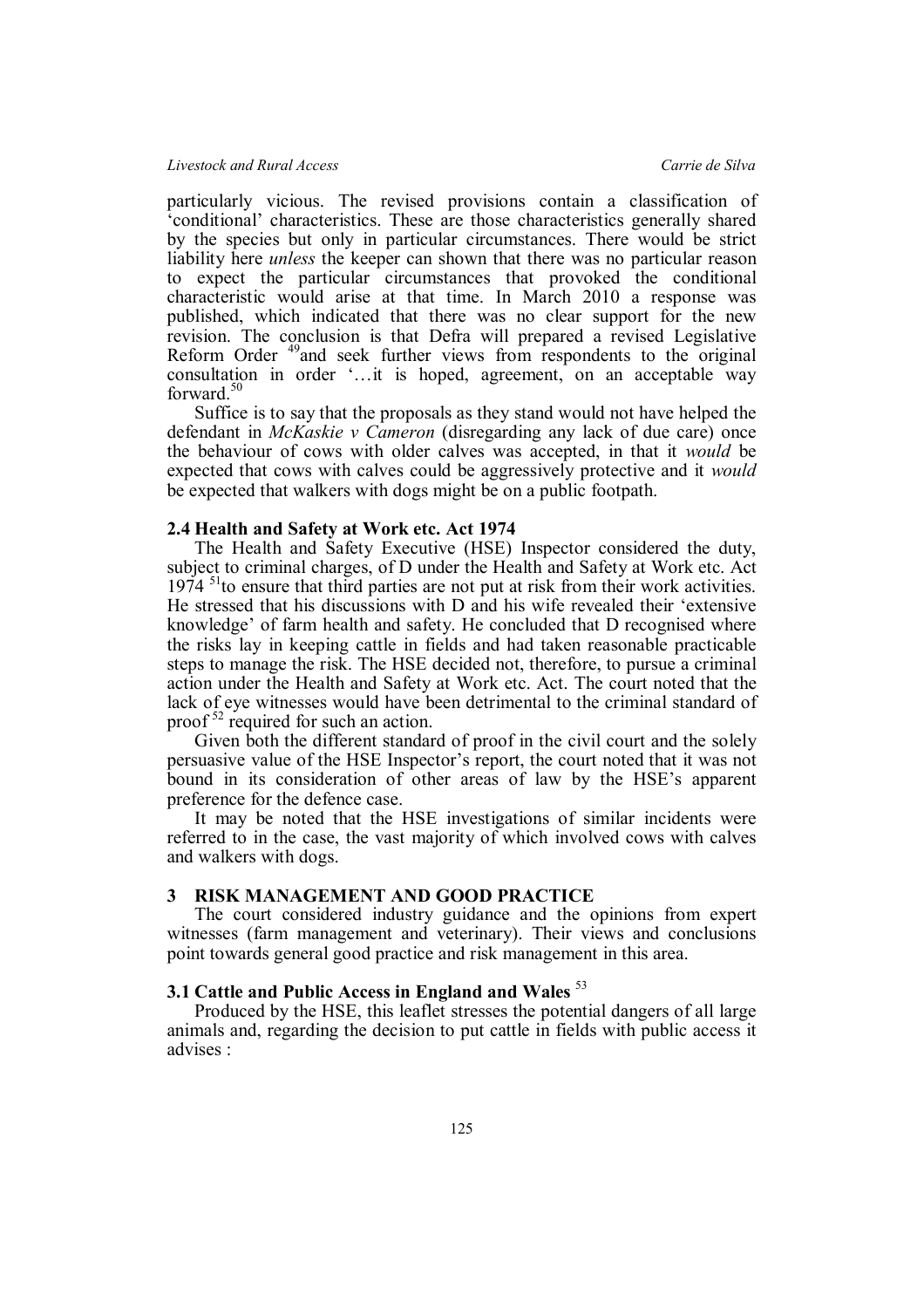particularly vicious. The revised provisions contain a classification of 'conditional' characteristics. These are those characteristics generally shared by the species but only in particular circumstances. There would be strict liability here *unless* the keeper can shown that there was no particular reason to expect the particular circumstances that provoked the conditional characteristic would arise at that time. In March 2010 a response was published, which indicated that there was no clear support for the new revision. The conclusion is that Defra will prepared a revised Legislative Reform Order [49]and seek further views from respondents to the original consultation in order '…it is hoped, agreement, on an acceptable way forward.[50]

Suffice is to say that the proposals as they stand would not have helped the defendant in *McKaskie v Cameron* (disregarding any lack of due care) once the behaviour of cows with older calves was accepted, in that it *would* be expected that cows with calves could be aggressively protective and it *would* be expected that walkers with dogs might be on a public footpath.

### 2.4 Health and Safety at Work etc. Act 1974

The Health and Safety Executive (HSE) Inspector considered the duty, subject to criminal charges, of D under the Health and Safety at Work etc. Act 1974 [51]to ensure that third parties are not put at risk from their work activities. He stressed that his discussions with D and his wife revealed their 'extensive knowledge' of farm health and safety. He concluded that D recognised where the risks lay in keeping cattle in fields and had taken reasonable practicable steps to manage the risk. The HSE decided not, therefore, to pursue a criminal action under the Health and Safety at Work etc. Act. The court noted that the lack of eye witnesses would have been detrimental to the criminal standard of proof [52] required for such an action.

Given both the different standard of proof in the civil court and the solely persuasive value of the HSE Inspector's report, the court noted that it was not bound in its consideration of other areas of law by the HSE's apparent preference for the defence case.

It may be noted that the HSE investigations of similar incidents were referred to in the case, the vast majority of which involved cows with calves and walkers with dogs.

## 3 RISK MANAGEMENT AND GOOD PRACTICE

The court considered industry guidance and the opinions from expert witnesses (farm management and veterinary). Their views and conclusions point towards general good practice and risk management in this area.

### 3.1 Cattle and Public Access in England and Wales [53]

Produced by the HSE, this leaflet stresses the potential dangers of all large animals and, regarding the decision to put cattle in fields with public access it advises :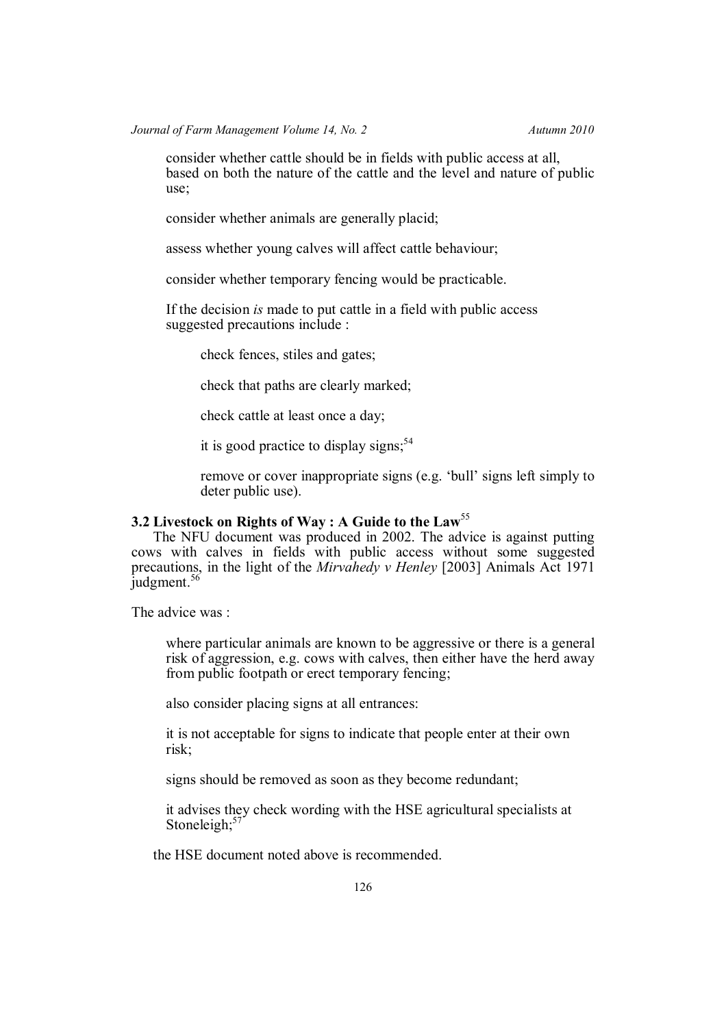consider whether cattle should be in fields with public access at all, based on both the nature of the cattle and the level and nature of public use;

consider whether animals are generally placid;

assess whether young calves will affect cattle behaviour;

consider whether temporary fencing would be practicable.

If the decision *is* made to put cattle in a field with public access suggested precautions include :

> check fences, stiles and gates;
>
> check that paths are clearly marked;
>
> check cattle at least once a day;
>
> it is good practice to display signs;[54]
>
> remove or cover inappropriate signs (e.g. 'bull' signs left simply to deter public use).

### 3.2 Livestock on Rights of Way : A Guide to the Law[55]

The NFU document was produced in 2002. The advice is against putting cows with calves in fields with public access without some suggested precautions, in the light of the *Mirvahedy v Henley* [2003] Animals Act 1971 judgment.[56]

The advice was :

where particular animals are known to be aggressive or there is a general risk of aggression, e.g. cows with calves, then either have the herd away from public footpath or erect temporary fencing;

also consider placing signs at all entrances:

it is not acceptable for signs to indicate that people enter at their own risk;

signs should be removed as soon as they become redundant;

it advises they check wording with the HSE agricultural specialists at Stoneleigh;[57]

the HSE document noted above is recommended.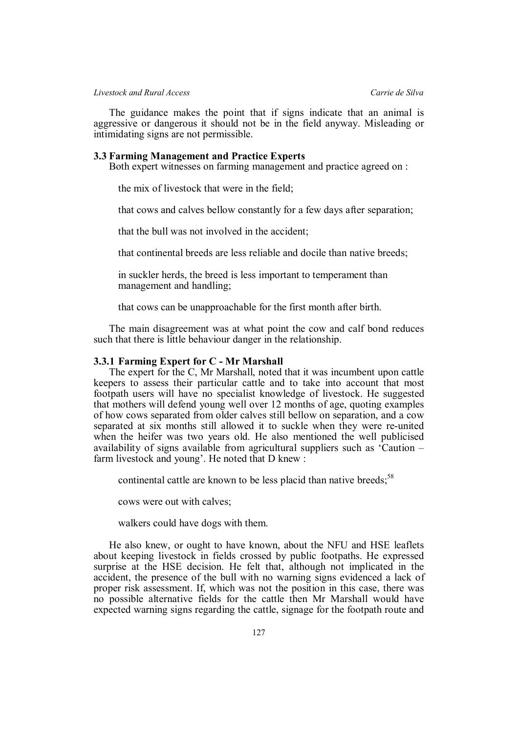The guidance makes the point that if signs indicate that an animal is aggressive or dangerous it should not be in the field anyway. Misleading or intimidating signs are not permissible.

### 3.3 Farming Management and Practice Experts

Both expert witnesses on farming management and practice agreed on :

the mix of livestock that were in the field;

that cows and calves bellow constantly for a few days after separation;

that the bull was not involved in the accident;

that continental breeds are less reliable and docile than native breeds;

in suckler herds, the breed is less important to temperament than management and handling;

that cows can be unapproachable for the first month after birth.

The main disagreement was at what point the cow and calf bond reduces such that there is little behaviour danger in the relationship.

#### 3.3.1 Farming Expert for C - Mr Marshall

The expert for the C, Mr Marshall, noted that it was incumbent upon cattle keepers to assess their particular cattle and to take into account that most footpath users will have no specialist knowledge of livestock. He suggested that mothers will defend young well over 12 months of age, quoting examples of how cows separated from older calves still bellow on separation, and a cow separated at six months still allowed it to suckle when they were re-united when the heifer was two years old. He also mentioned the well publicised availability of signs available from agricultural suppliers such as 'Caution – farm livestock and young'. He noted that D knew :

continental cattle are known to be less placid than native breeds;[58]

cows were out with calves;

walkers could have dogs with them.

He also knew, or ought to have known, about the NFU and HSE leaflets about keeping livestock in fields crossed by public footpaths. He expressed surprise at the HSE decision. He felt that, although not implicated in the accident, the presence of the bull with no warning signs evidenced a lack of proper risk assessment. If, which was not the position in this case, there was no possible alternative fields for the cattle then Mr Marshall would have expected warning signs regarding the cattle, signage for the footpath route and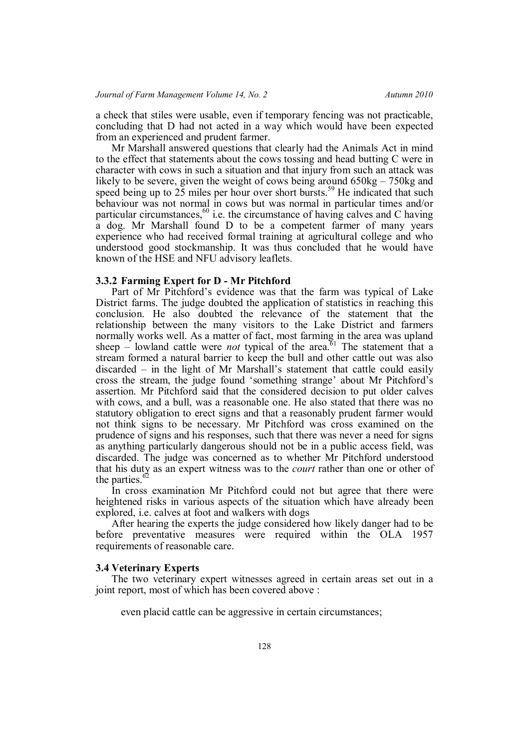a check that stiles were usable, even if temporary fencing was not practicable, concluding that D had not acted in a way which would have been expected from an experienced and prudent farmer.

Mr Marshall answered questions that clearly had the Animals Act in mind to the effect that statements about the cows tossing and head butting C were in character with cows in such a situation and that injury from such an attack was likely to be severe, given the weight of cows being around 650kg – 750kg and speed being up to 25 miles per hour over short bursts.[59] He indicated that such behaviour was not normal in cows but was normal in particular times and/or particular circumstances,[60] i.e. the circumstance of having calves and C having a dog. Mr Marshall found D to be a competent farmer of many years experience who had received formal training at agricultural college and who understood good stockmanship. It was thus concluded that he would have known of the HSE and NFU advisory leaflets.

### 3.3.2 Farming Expert for D - Mr Pitchford

Part of Mr Pitchford's evidence was that the farm was typical of Lake District farms. The judge doubted the application of statistics in reaching this conclusion. He also doubted the relevance of the statement that the relationship between the many visitors to the Lake District and farmers normally works well. As a matter of fact, most farming in the area was upland sheep – lowland cattle were *not* typical of the area.[61] The statement that a stream formed a natural barrier to keep the bull and other cattle out was also discarded – in the light of Mr Marshall's statement that cattle could easily cross the stream, the judge found 'something strange' about Mr Pitchford's assertion. Mr Pitchford said that the considered decision to put older calves with cows, and a bull, was a reasonable one. He also stated that there was no statutory obligation to erect signs and that a reasonably prudent farmer would not think signs to be necessary. Mr Pitchford was cross examined on the prudence of signs and his responses, such that there was never a need for signs as anything particularly dangerous should not be in a public access field, was discarded. The judge was concerned as to whether Mr Pitchford understood that his duty as an expert witness was to the *court* rather than one or other of the parties.[62]

In cross examination Mr Pitchford could not but agree that there were heightened risks in various aspects of the situation which have already been explored, i.e. calves at foot and walkers with dogs

After hearing the experts the judge considered how likely danger had to be before preventative measures were required within the OLA 1957 requirements of reasonable care.

## 3.4 Veterinary Experts

The two veterinary expert witnesses agreed in certain areas set out in a joint report, most of which has been covered above :

even placid cattle can be aggressive in certain circumstances;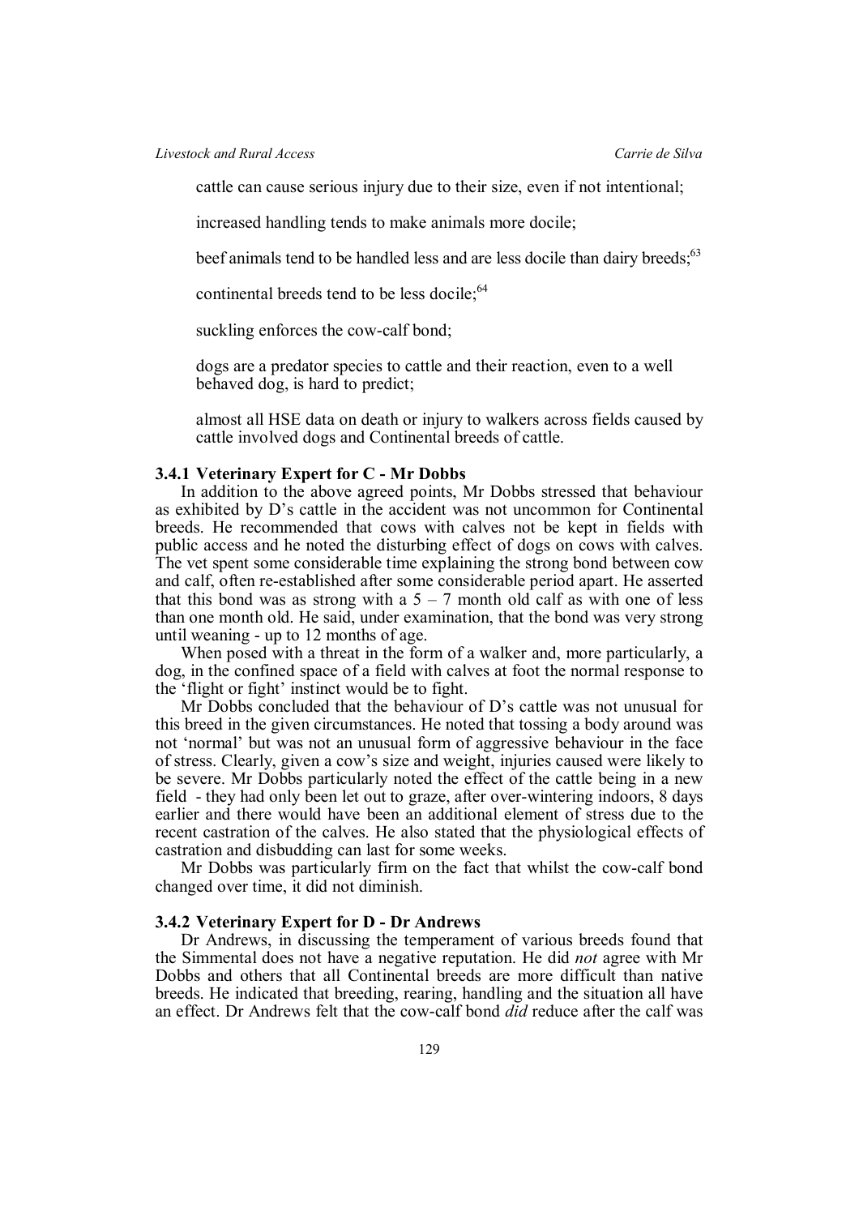cattle can cause serious injury due to their size, even if not intentional;

increased handling tends to make animals more docile;

beef animals tend to be handled less and are less docile than dairy breeds;[63]

continental breeds tend to be less docile;[64]

suckling enforces the cow-calf bond;

dogs are a predator species to cattle and their reaction, even to a well behaved dog, is hard to predict;

almost all HSE data on death or injury to walkers across fields caused by cattle involved dogs and Continental breeds of cattle.

### 3.4.1 Veterinary Expert for C - Mr Dobbs

In addition to the above agreed points, Mr Dobbs stressed that behaviour as exhibited by D's cattle in the accident was not uncommon for Continental breeds. He recommended that cows with calves not be kept in fields with public access and he noted the disturbing effect of dogs on cows with calves. The vet spent some considerable time explaining the strong bond between cow and calf, often re-established after some considerable period apart. He asserted that this bond was as strong with a 5 – 7 month old calf as with one of less than one month old. He said, under examination, that the bond was very strong until weaning - up to 12 months of age.

When posed with a threat in the form of a walker and, more particularly, a dog, in the confined space of a field with calves at foot the normal response to the 'flight or fight' instinct would be to fight.

Mr Dobbs concluded that the behaviour of D's cattle was not unusual for this breed in the given circumstances. He noted that tossing a body around was not 'normal' but was not an unusual form of aggressive behaviour in the face of stress. Clearly, given a cow's size and weight, injuries caused were likely to be severe. Mr Dobbs particularly noted the effect of the cattle being in a new field - they had only been let out to graze, after over-wintering indoors, 8 days earlier and there would have been an additional element of stress due to the recent castration of the calves. He also stated that the physiological effects of castration and disbudding can last for some weeks.

Mr Dobbs was particularly firm on the fact that whilst the cow-calf bond changed over time, it did not diminish.

### 3.4.2 Veterinary Expert for D - Dr Andrews

Dr Andrews, in discussing the temperament of various breeds found that the Simmental does not have a negative reputation. He did *not* agree with Mr Dobbs and others that all Continental breeds are more difficult than native breeds. He indicated that breeding, rearing, handling and the situation all have an effect. Dr Andrews felt that the cow-calf bond *did* reduce after the calf was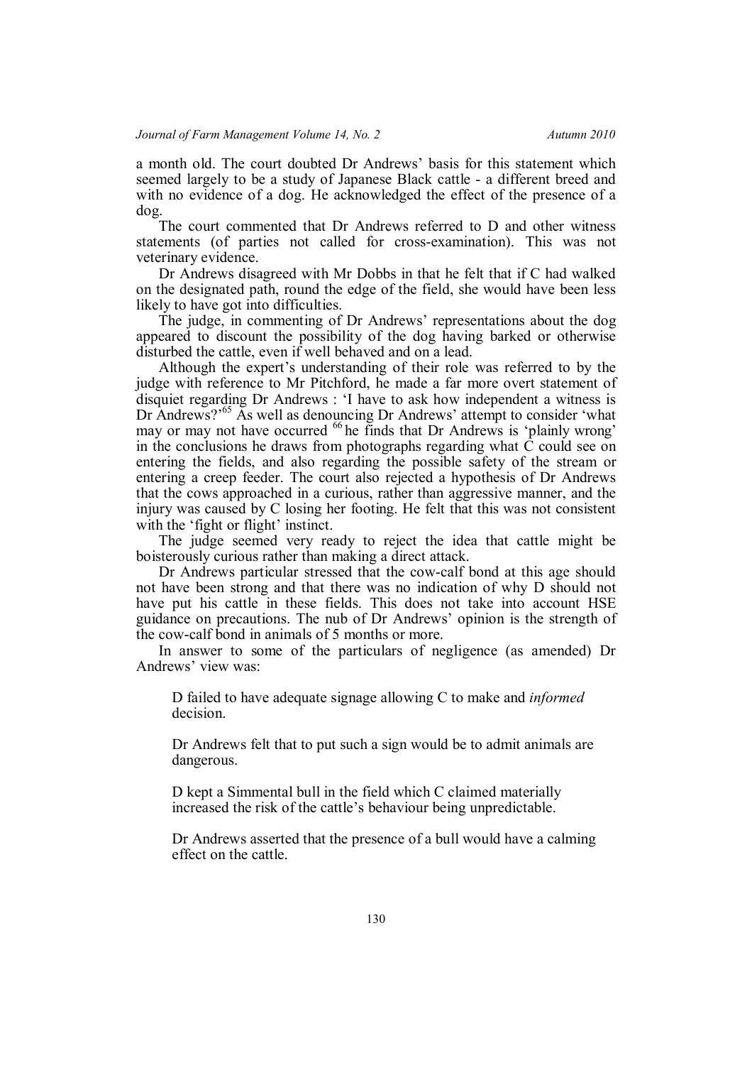a month old. The court doubted Dr Andrews' basis for this statement which seemed largely to be a study of Japanese Black cattle - a different breed and with no evidence of a dog. He acknowledged the effect of the presence of a dog.

The court commented that Dr Andrews referred to D and other witness statements (of parties not called for cross-examination). This was not veterinary evidence.

Dr Andrews disagreed with Mr Dobbs in that he felt that if C had walked on the designated path, round the edge of the field, she would have been less likely to have got into difficulties.

The judge, in commenting of Dr Andrews' representations about the dog appeared to discount the possibility of the dog having barked or otherwise disturbed the cattle, even if well behaved and on a lead.

Although the expert's understanding of their role was referred to by the judge with reference to Mr Pitchford, he made a far more overt statement of disquiet regarding Dr Andrews : 'I have to ask how independent a witness is Dr Andrews?'[65] As well as denouncing Dr Andrews' attempt to consider 'what may or may not have occurred [66] he finds that Dr Andrews is 'plainly wrong' in the conclusions he draws from photographs regarding what C could see on entering the fields, and also regarding the possible safety of the stream or entering a creep feeder. The court also rejected a hypothesis of Dr Andrews that the cows approached in a curious, rather than aggressive manner, and the injury was caused by C losing her footing. He felt that this was not consistent with the 'fight or flight' instinct.

The judge seemed very ready to reject the idea that cattle might be boisterously curious rather than making a direct attack.

Dr Andrews particular stressed that the cow-calf bond at this age should not have been strong and that there was no indication of why D should not have put his cattle in these fields. This does not take into account HSE guidance on precautions. The nub of Dr Andrews' opinion is the strength of the cow-calf bond in animals of 5 months or more.

In answer to some of the particulars of negligence (as amended) Dr Andrews' view was:

> D failed to have adequate signage allowing C to make and *informed* decision.
>
> Dr Andrews felt that to put such a sign would be to admit animals are dangerous.
>
> D kept a Simmental bull in the field which C claimed materially increased the risk of the cattle's behaviour being unpredictable.
>
> Dr Andrews asserted that the presence of a bull would have a calming effect on the cattle.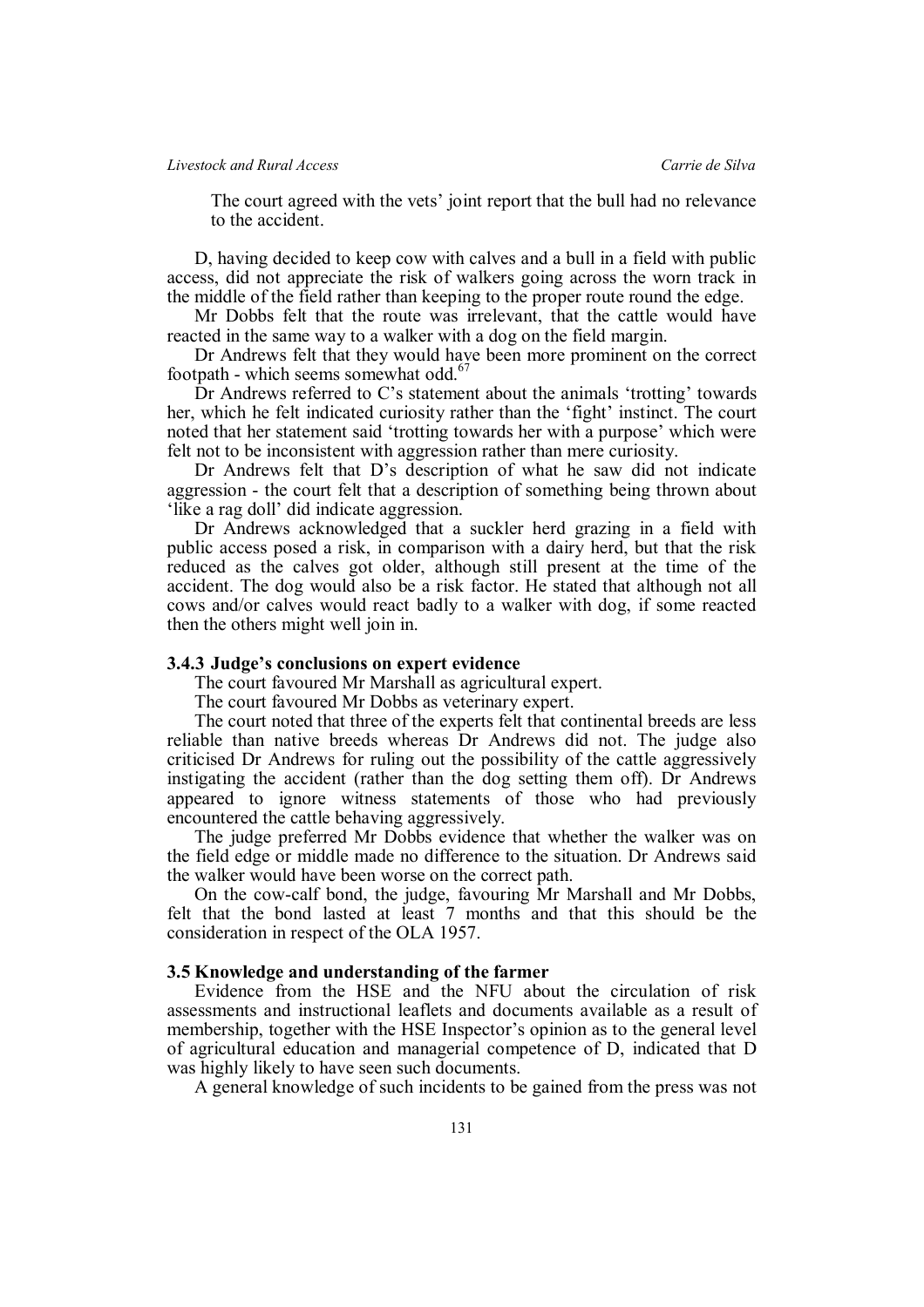The court agreed with the vets' joint report that the bull had no relevance to the accident.

D, having decided to keep cow with calves and a bull in a field with public access, did not appreciate the risk of walkers going across the worn track in the middle of the field rather than keeping to the proper route round the edge.

Mr Dobbs felt that the route was irrelevant, that the cattle would have reacted in the same way to a walker with a dog on the field margin.

Dr Andrews felt that they would have been more prominent on the correct footpath - which seems somewhat odd.[67]

Dr Andrews referred to C's statement about the animals 'trotting' towards her, which he felt indicated curiosity rather than the 'fight' instinct. The court noted that her statement said 'trotting towards her with a purpose' which were felt not to be inconsistent with aggression rather than mere curiosity.

Dr Andrews felt that D's description of what he saw did not indicate aggression - the court felt that a description of something being thrown about 'like a rag doll' did indicate aggression.

Dr Andrews acknowledged that a suckler herd grazing in a field with public access posed a risk, in comparison with a dairy herd, but that the risk reduced as the calves got older, although still present at the time of the accident. The dog would also be a risk factor. He stated that although not all cows and/or calves would react badly to a walker with dog, if some reacted then the others might well join in.

### 3.4.3 Judge's conclusions on expert evidence

The court favoured Mr Marshall as agricultural expert.

The court favoured Mr Dobbs as veterinary expert.

The court noted that three of the experts felt that continental breeds are less reliable than native breeds whereas Dr Andrews did not. The judge also criticised Dr Andrews for ruling out the possibility of the cattle aggressively instigating the accident (rather than the dog setting them off). Dr Andrews appeared to ignore witness statements of those who had previously encountered the cattle behaving aggressively.

The judge preferred Mr Dobbs evidence that whether the walker was on the field edge or middle made no difference to the situation. Dr Andrews said the walker would have been worse on the correct path.

On the cow-calf bond, the judge, favouring Mr Marshall and Mr Dobbs, felt that the bond lasted at least 7 months and that this should be the consideration in respect of the OLA 1957.

### 3.5 Knowledge and understanding of the farmer

Evidence from the HSE and the NFU about the circulation of risk assessments and instructional leaflets and documents available as a result of membership, together with the HSE Inspector's opinion as to the general level of agricultural education and managerial competence of D, indicated that D was highly likely to have seen such documents.

A general knowledge of such incidents to be gained from the press was not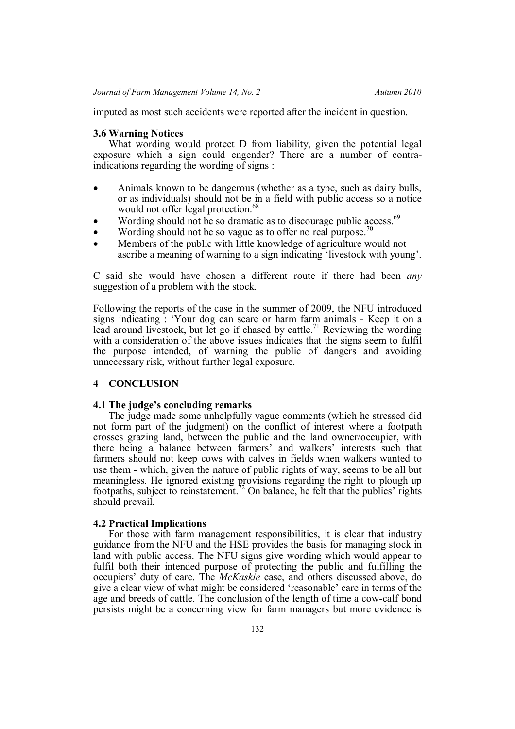imputed as most such accidents were reported after the incident in question.

### 3.6 Warning Notices

What wording would protect D from liability, given the potential legal exposure which a sign could engender? There are a number of contra-indications regarding the wording of signs :

- Animals known to be dangerous (whether as a type, such as dairy bulls, or as individuals) should not be in a field with public access so a notice would not offer legal protection.[68]
- Wording should not be so dramatic as to discourage public access.[69]
- Wording should not be so vague as to offer no real purpose.[70]
- Members of the public with little knowledge of agriculture would not ascribe a meaning of warning to a sign indicating 'livestock with young'.

C said she would have chosen a different route if there had been *any* suggestion of a problem with the stock.

Following the reports of the case in the summer of 2009, the NFU introduced signs indicating : 'Your dog can scare or harm farm animals - Keep it on a lead around livestock, but let go if chased by cattle.[71] Reviewing the wording with a consideration of the above issues indicates that the signs seem to fulfil the purpose intended, of warning the public of dangers and avoiding unnecessary risk, without further legal exposure.

## 4 CONCLUSION

### 4.1 The judge's concluding remarks

The judge made some unhelpfully vague comments (which he stressed did not form part of the judgment) on the conflict of interest where a footpath crosses grazing land, between the public and the land owner/occupier, with there being a balance between farmers' and walkers' interests such that farmers should not keep cows with calves in fields when walkers wanted to use them - which, given the nature of public rights of way, seems to be all but meaningless. He ignored existing provisions regarding the right to plough up footpaths, subject to reinstatement.[72] On balance, he felt that the publics' rights should prevail.

### 4.2 Practical Implications

For those with farm management responsibilities, it is clear that industry guidance from the NFU and the HSE provides the basis for managing stock in land with public access. The NFU signs give wording which would appear to fulfil both their intended purpose of protecting the public and fulfilling the occupiers' duty of care. The *McKaskie* case, and others discussed above, do give a clear view of what might be considered 'reasonable' care in terms of the age and breeds of cattle. The conclusion of the length of time a cow-calf bond persists might be a concerning view for farm managers but more evidence is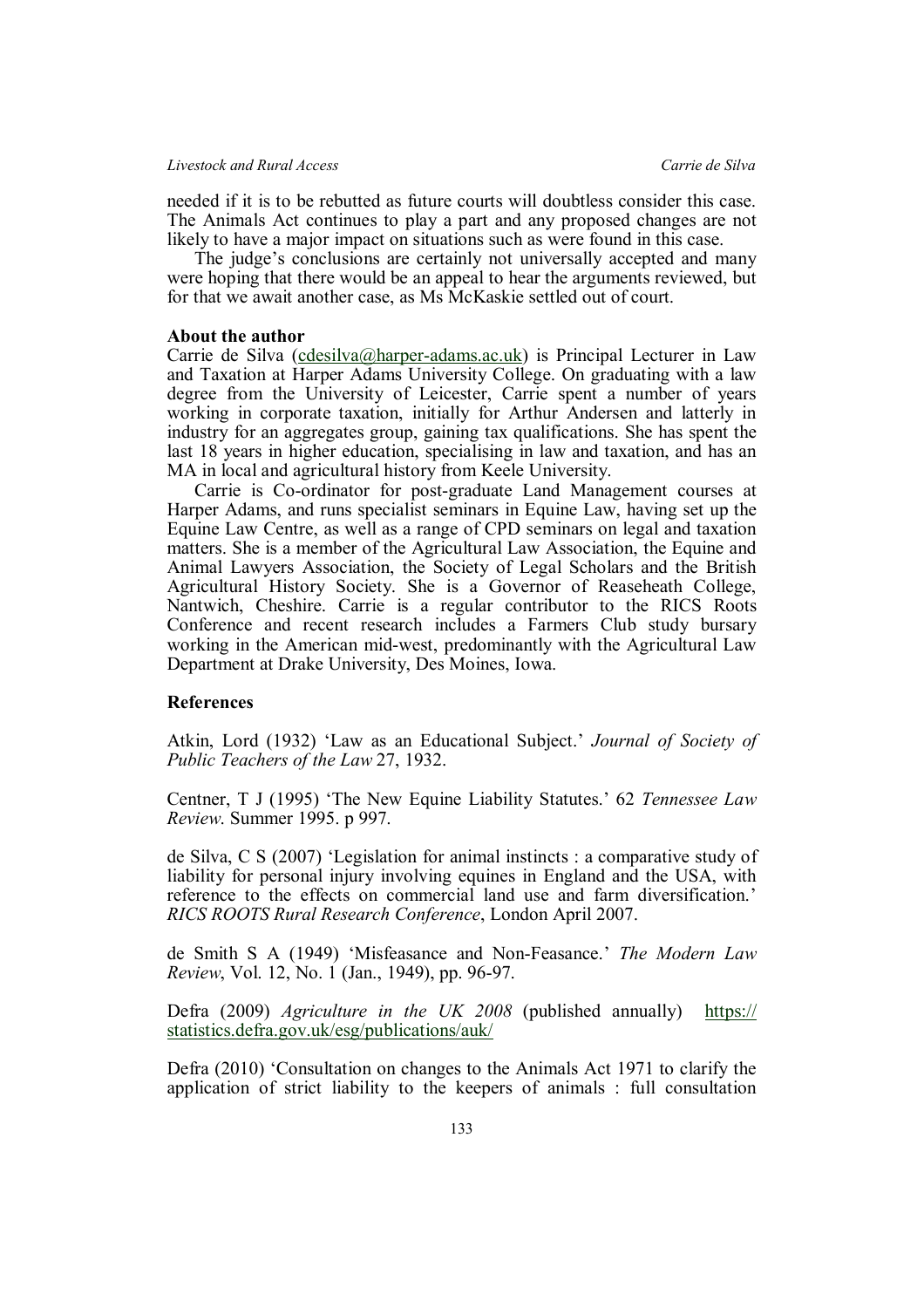needed if it is to be rebutted as future courts will doubtless consider this case. The Animals Act continues to play a part and any proposed changes are not likely to have a major impact on situations such as were found in this case.

The judge's conclusions are certainly not universally accepted and many were hoping that there would be an appeal to hear the arguments reviewed, but for that we await another case, as Ms McKaskie settled out of court.

### About the author

Carrie de Silva (cdesilva@harper-adams.ac.uk) is Principal Lecturer in Law and Taxation at Harper Adams University College. On graduating with a law degree from the University of Leicester, Carrie spent a number of years working in corporate taxation, initially for Arthur Andersen and latterly in industry for an aggregates group, gaining tax qualifications. She has spent the last 18 years in higher education, specialising in law and taxation, and has an MA in local and agricultural history from Keele University.

Carrie is Co-ordinator for post-graduate Land Management courses at Harper Adams, and runs specialist seminars in Equine Law, having set up the Equine Law Centre, as well as a range of CPD seminars on legal and taxation matters. She is a member of the Agricultural Law Association, the Equine and Animal Lawyers Association, the Society of Legal Scholars and the British Agricultural History Society. She is a Governor of Reaseheath College, Nantwich, Cheshire. Carrie is a regular contributor to the RICS Roots Conference and recent research includes a Farmers Club study bursary working in the American mid-west, predominantly with the Agricultural Law Department at Drake University, Des Moines, Iowa.

### References

Atkin, Lord (1932) 'Law as an Educational Subject.' *Journal of Society of Public Teachers of the Law* 27, 1932.

Centner, T J (1995) 'The New Equine Liability Statutes.' 62 *Tennessee Law Review*. Summer 1995. p 997.

de Silva, C S (2007) 'Legislation for animal instincts : a comparative study of liability for personal injury involving equines in England and the USA, with reference to the effects on commercial land use and farm diversification.' *RICS ROOTS Rural Research Conference*, London April 2007.

de Smith S A (1949) 'Misfeasance and Non-Feasance.' *The Modern Law Review*, Vol. 12, No. 1 (Jan., 1949), pp. 96-97.

Defra (2009) *Agriculture in the UK 2008* (published annually) https://statistics.defra.gov.uk/esg/publications/auk/

Defra (2010) 'Consultation on changes to the Animals Act 1971 to clarify the application of strict liability to the keepers of animals : full consultation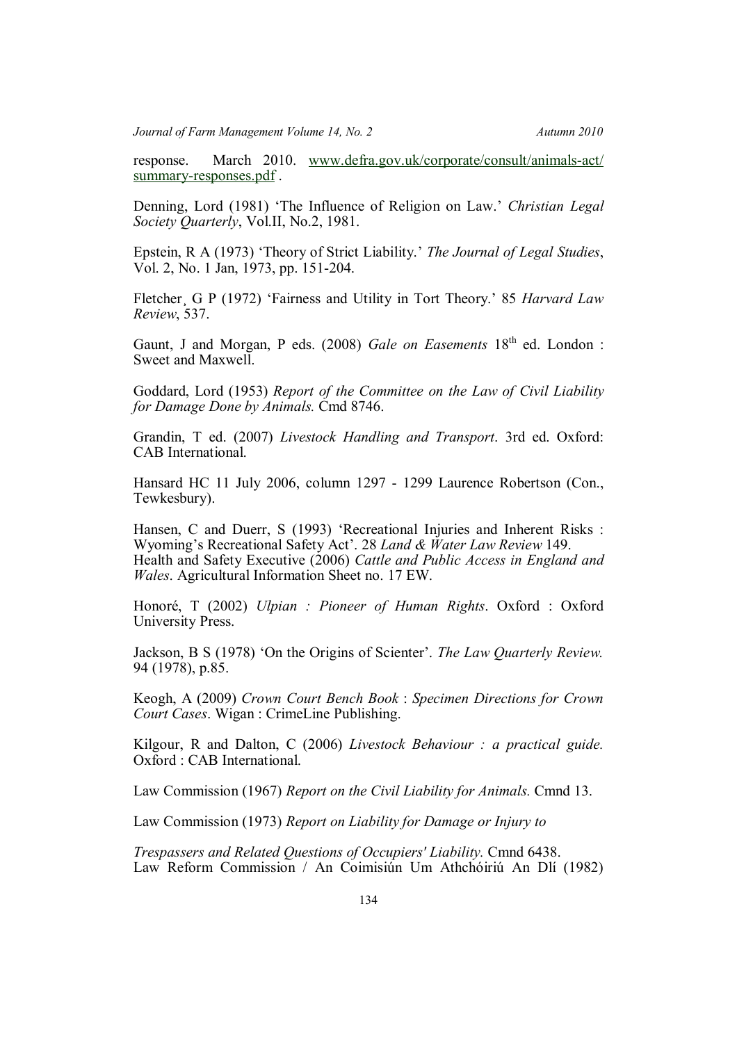response. March 2010. [www.defra.gov.uk/corporate/consult/animals-act/summary-responses.pdf](www.defra.gov.uk/corporate/consult/animals-act/summary-responses.pdf) .

Denning, Lord (1981) 'The Influence of Religion on Law.' *Christian Legal Society Quarterly*, Vol.II, No.2, 1981.

Epstein, R A (1973) 'Theory of Strict Liability.' *The Journal of Legal Studies*, Vol. 2, No. 1 Jan, 1973, pp. 151-204.

Fletcher¸ G P (1972) 'Fairness and Utility in Tort Theory.' 85 *Harvard Law Review*, 537.

Gaunt, J and Morgan, P eds. (2008) *Gale on Easements* 18th ed. London : Sweet and Maxwell.

Goddard, Lord (1953) *Report of the Committee on the Law of Civil Liability for Damage Done by Animals.* Cmd 8746.

Grandin, T ed. (2007) *Livestock Handling and Transport*. 3rd ed. Oxford: CAB International.

Hansard HC 11 July 2006, column 1297 - 1299 Laurence Robertson (Con., Tewkesbury).

Hansen, C and Duerr, S (1993) 'Recreational Injuries and Inherent Risks : Wyoming's Recreational Safety Act'. 28 *Land & Water Law Review* 149.

Health and Safety Executive (2006) *Cattle and Public Access in England and Wales*. Agricultural Information Sheet no. 17 EW.

Honoré, T (2002) *Ulpian : Pioneer of Human Rights*. Oxford : Oxford University Press.

Jackson, B S (1978) 'On the Origins of Scienter'. *The Law Quarterly Review.* 94 (1978), p.85.

Keogh, A (2009) *Crown Court Bench Book* : *Specimen Directions for Crown Court Cases*. Wigan : CrimeLine Publishing.

Kilgour, R and Dalton, C (2006) *Livestock Behaviour : a practical guide.* Oxford : CAB International.

Law Commission (1967) *Report on the Civil Liability for Animals.* Cmnd 13.

Law Commission (1973) *Report on Liability for Damage or Injury to Trespassers and Related Questions of Occupiers' Liability.* Cmnd 6438.

Law Reform Commission / An Coimisiún Um Athchóiriú An Dlí (1982)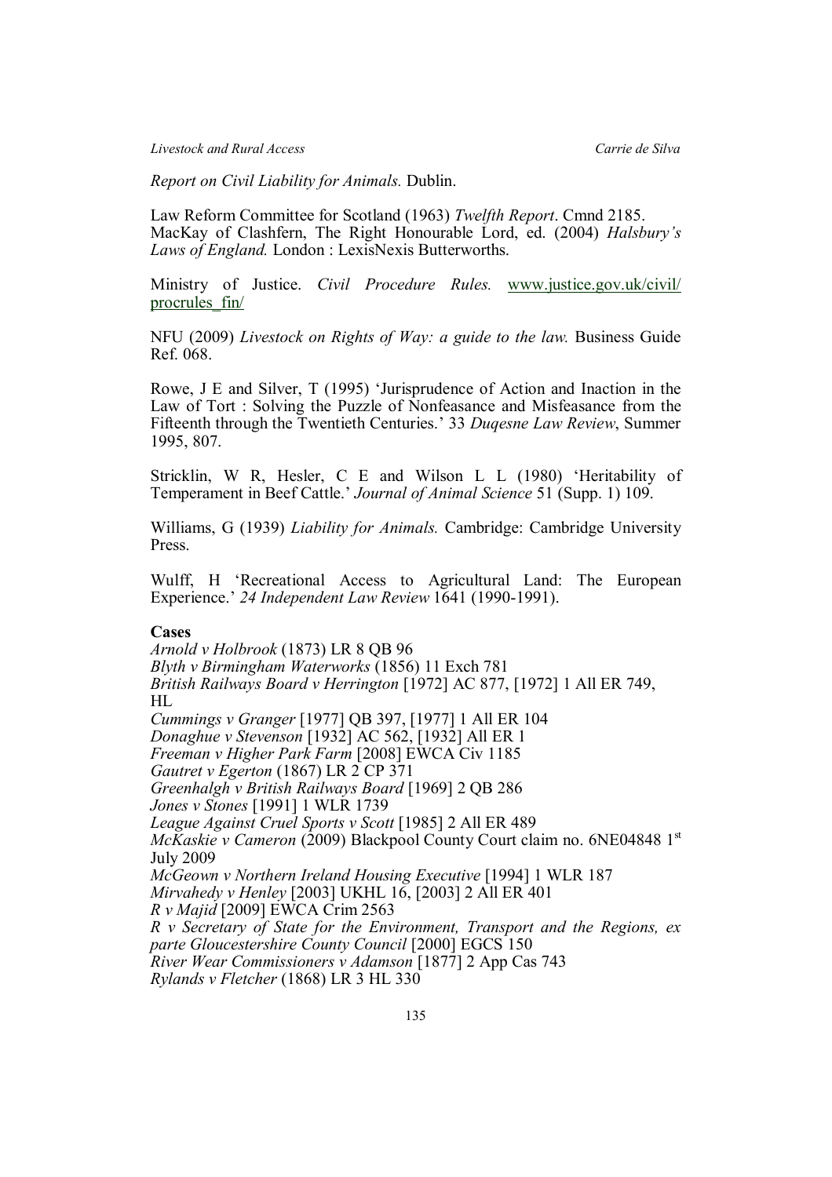*Report on Civil Liability for Animals.* Dublin.

Law Reform Committee for Scotland (1963) *Twelfth Report*. Cmnd 2185.
MacKay of Clashfern, The Right Honourable Lord, ed. (2004) *Halsbury's Laws of England.* London : LexisNexis Butterworths.

Ministry of Justice. *Civil Procedure Rules.* www.justice.gov.uk/civil/procrules_fin/

NFU (2009) *Livestock on Rights of Way: a guide to the law.* Business Guide Ref. 068.

Rowe, J E and Silver, T (1995) 'Jurisprudence of Action and Inaction in the Law of Tort : Solving the Puzzle of Nonfeasance and Misfeasance from the Fifteenth through the Twentieth Centuries.' 33 *Duqesne Law Review*, Summer 1995, 807.

Stricklin, W R, Hesler, C E and Wilson L L (1980) 'Heritability of Temperament in Beef Cattle.' *Journal of Animal Science* 51 (Supp. 1) 109.

Williams, G (1939) *Liability for Animals.* Cambridge: Cambridge University Press.

Wulff, H 'Recreational Access to Agricultural Land: The European Experience.' *24 Independent Law Review* 1641 (1990-1991).

**Cases**

*Arnold v Holbrook* (1873) LR 8 QB 96
*Blyth v Birmingham Waterworks* (1856) 11 Exch 781
*British Railways Board v Herrington* [1972] AC 877, [1972] 1 All ER 749, HL
*Cummings v Granger* [1977] QB 397, [1977] 1 All ER 104
*Donaghue v Stevenson* [1932] AC 562, [1932] All ER 1
*Freeman v Higher Park Farm* [2008] EWCA Civ 1185
*Gautret v Egerton* (1867) LR 2 CP 371
*Greenhalgh v British Railways Board* [1969] 2 QB 286
*Jones v Stones* [1991] 1 WLR 1739
*League Against Cruel Sports v Scott* [1985] 2 All ER 489
*McKaskie v Cameron* (2009) Blackpool County Court claim no. 6NE04848 1st July 2009
*McGeown v Northern Ireland Housing Executive* [1994] 1 WLR 187
*Mirvahedy v Henley* [2003] UKHL 16, [2003] 2 All ER 401
*R v Majid* [2009] EWCA Crim 2563
*R v Secretary of State for the Environment, Transport and the Regions, ex parte Gloucestershire County Council* [2000] EGCS 150
*River Wear Commissioners v Adamson* [1877] 2 App Cas 743
*Rylands v Fletcher* (1868) LR 3 HL 330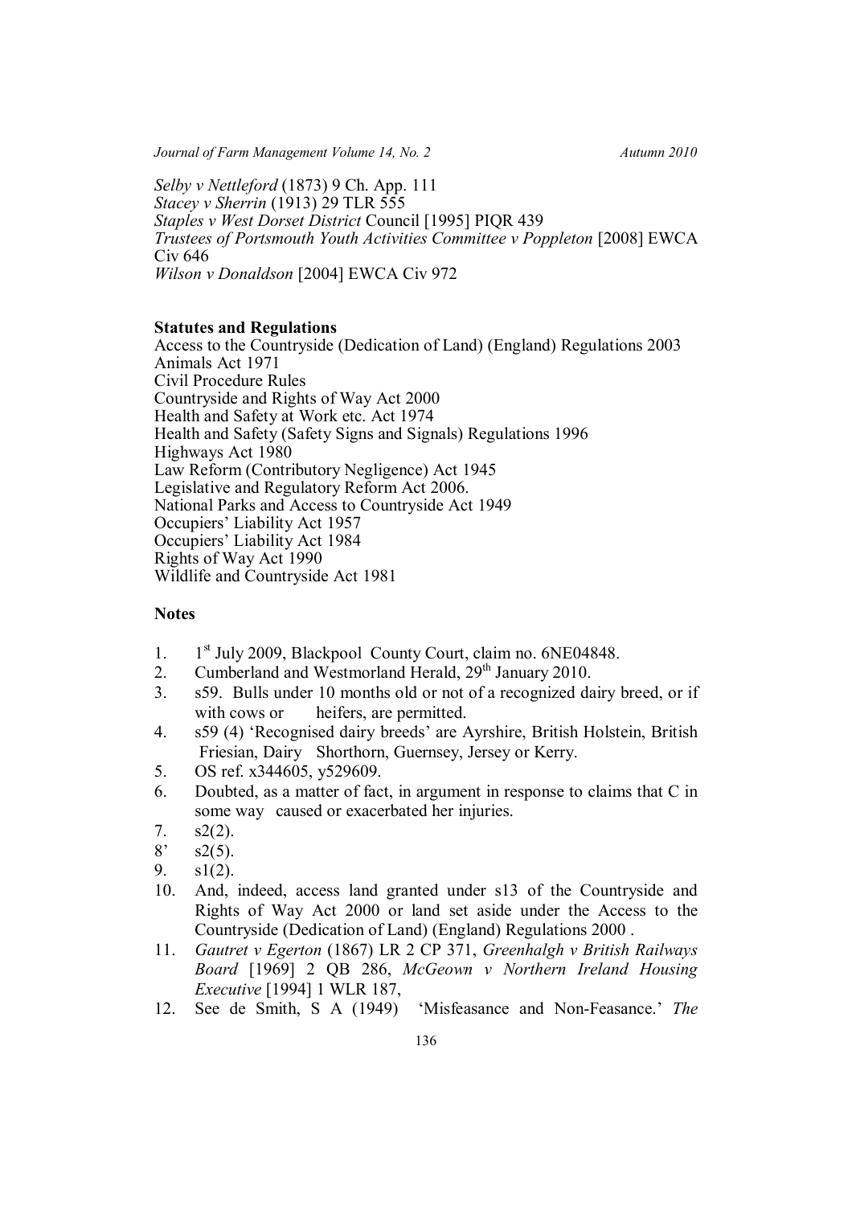*Selby v Nettleford* (1873) 9 Ch. App. 111
*Stacey v Sherrin* (1913) 29 TLR 555
*Staples v West Dorset District* Council [1995] PIQR 439
*Trustees of Portsmouth Youth Activities Committee v Poppleton* [2008] EWCA Civ 646
*Wilson v Donaldson* [2004] EWCA Civ 972

**Statutes and Regulations**

Access to the Countryside (Dedication of Land) (England) Regulations 2003
Animals Act 1971
Civil Procedure Rules
Countryside and Rights of Way Act 2000
Health and Safety at Work etc. Act 1974
Health and Safety (Safety Signs and Signals) Regulations 1996
Highways Act 1980
Law Reform (Contributory Negligence) Act 1945
Legislative and Regulatory Reform Act 2006.
National Parks and Access to Countryside Act 1949
Occupiers' Liability Act 1957
Occupiers' Liability Act 1984
Rights of Way Act 1990
Wildlife and Countryside Act 1981

**Notes**

1. 1st July 2009, Blackpool County Court, claim no. 6NE04848.
2. Cumberland and Westmorland Herald, 29th January 2010.
3. s59. Bulls under 10 months old or not of a recognized dairy breed, or if with cows or heifers, are permitted.
4. s59 (4) 'Recognised dairy breeds' are Ayrshire, British Holstein, British Friesian, Dairy Shorthorn, Guernsey, Jersey or Kerry.
5. OS ref. x344605, y529609.
6. Doubted, as a matter of fact, in argument in response to claims that C in some way caused or exacerbated her injuries.
7. s2(2).
8' s2(5).
9. s1(2).
10. And, indeed, access land granted under s13 of the Countryside and Rights of Way Act 2000 or land set aside under the Access to the Countryside (Dedication of Land) (England) Regulations 2000 .
11. *Gautret v Egerton* (1867) LR 2 CP 371, *Greenhalgh v British Railways Board* [1969] 2 QB 286, *McGeown v Northern Ireland Housing Executive* [1994] 1 WLR 187,
12. See de Smith, S A (1949) 'Misfeasance and Non-Feasance.' *The*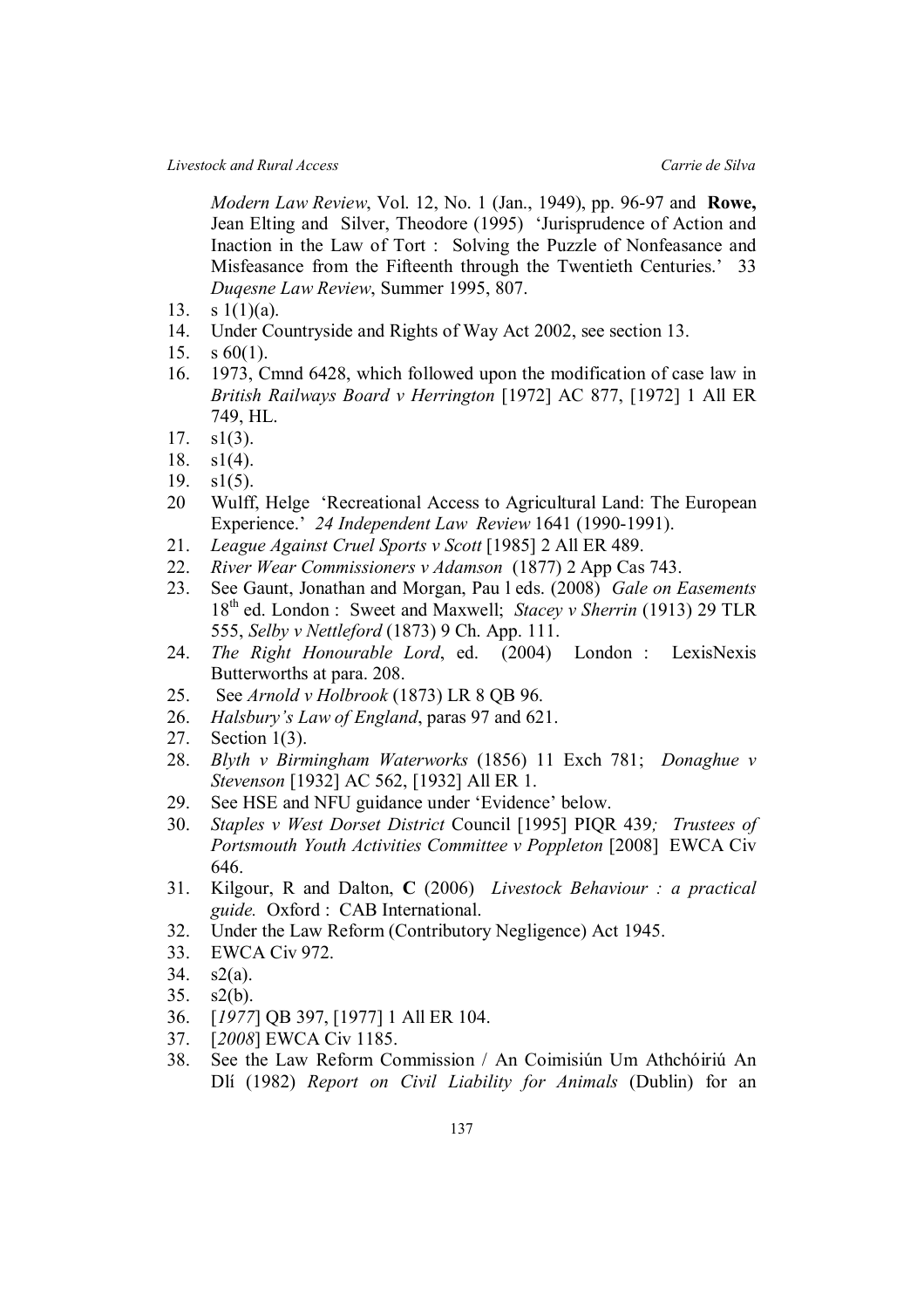*Modern Law Review*, Vol. 12, No. 1 (Jan., 1949), pp. 96-97 and **Rowe,** Jean Elting and Silver, Theodore (1995) 'Jurisprudence of Action and Inaction in the Law of Tort : Solving the Puzzle of Nonfeasance and Misfeasance from the Fifteenth through the Twentieth Centuries.' 33 *Duqesne Law Review*, Summer 1995, 807.

13. s 1(1)(a).
14. Under Countryside and Rights of Way Act 2002, see section 13.
15. s 60(1).
16. 1973, Cmnd 6428, which followed upon the modification of case law in *British Railways Board v Herrington* [1972] AC 877, [1972] 1 All ER 749, HL.
17. s1(3).
18. s1(4).
19. s1(5).
20. Wulff, Helge 'Recreational Access to Agricultural Land: The European Experience.' *24 Independent Law Review* 1641 (1990-1991).
21. *League Against Cruel Sports v Scott* [1985] 2 All ER 489.
22. *River Wear Commissioners v Adamson* (1877) 2 App Cas 743.
23. See Gaunt, Jonathan and Morgan, Pau l eds. (2008) *Gale on Easements* 18th ed. London : Sweet and Maxwell; *Stacey v Sherrin* (1913) 29 TLR 555, *Selby v Nettleford* (1873) 9 Ch. App. 111.
24. *The Right Honourable Lord*, ed. (2004) London : LexisNexis Butterworths at para. 208.
25. See *Arnold v Holbrook* (1873) LR 8 QB 96.
26. *Halsbury's Law of England*, paras 97 and 621.
27. Section 1(3).
28. *Blyth v Birmingham Waterworks* (1856) 11 Exch 781; *Donaghue v Stevenson* [1932] AC 562, [1932] All ER 1.
29. See HSE and NFU guidance under 'Evidence' below.
30. *Staples v West Dorset District* Council [1995] PIQR 439*; Trustees of Portsmouth Youth Activities Committee v Poppleton* [2008] EWCA Civ 646.
31. Kilgour, R and Dalton, **C** (2006) *Livestock Behaviour : a practical guide.* Oxford : CAB International.
32. Under the Law Reform (Contributory Negligence) Act 1945.
33. EWCA Civ 972.
34. s2(a).
35. s2(b).
36. [*1977*] QB 397, [1977] 1 All ER 104.
37. [*2008*] EWCA Civ 1185.
38. See the Law Reform Commission / An Coimisiún Um Athchóiriú An Dlí (1982) *Report on Civil Liability for Animals* (Dublin) for an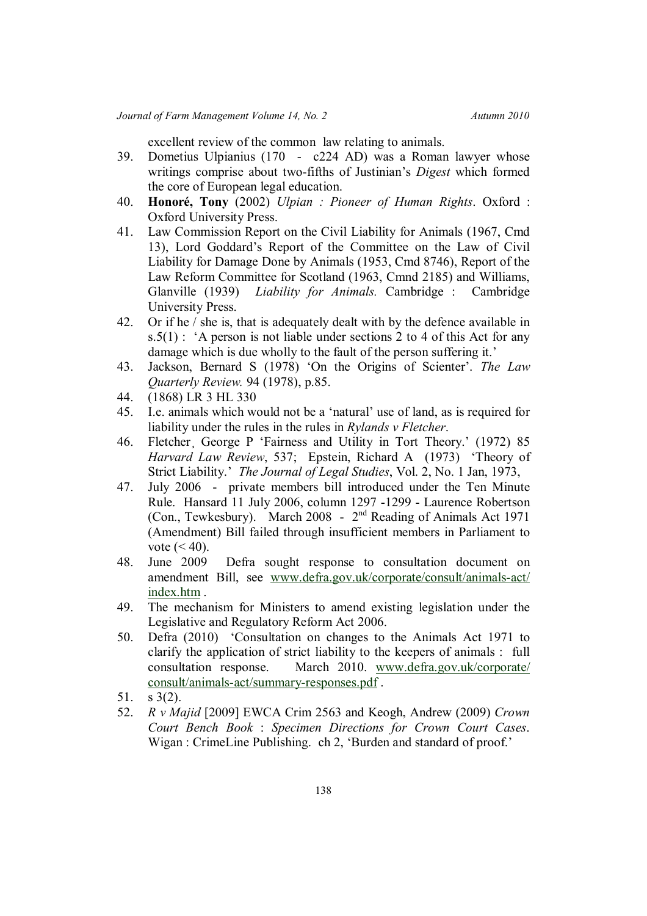excellent review of the common law relating to animals.

39. Dometius Ulpianius (170 - c224 AD) was a Roman lawyer whose writings comprise about two-fifths of Justinian's *Digest* which formed the core of European legal education.
40. **Honoré, Tony** (2002) *Ulpian : Pioneer of Human Rights*. Oxford : Oxford University Press.
41. Law Commission Report on the Civil Liability for Animals (1967, Cmd 13), Lord Goddard's Report of the Committee on the Law of Civil Liability for Damage Done by Animals (1953, Cmd 8746), Report of the Law Reform Committee for Scotland (1963, Cmnd 2185) and Williams, Glanville (1939) *Liability for Animals.* Cambridge : Cambridge University Press.
42. Or if he / she is, that is adequately dealt with by the defence available in s.5(1) : 'A person is not liable under sections 2 to 4 of this Act for any damage which is due wholly to the fault of the person suffering it.'
43. Jackson, Bernard S (1978) 'On the Origins of Scienter'. *The Law Quarterly Review.* 94 (1978), p.85.
44. (1868) LR 3 HL 330
45. I.e. animals which would not be a 'natural' use of land, as is required for liability under the rules in the rules in *Rylands v Fletcher*.
46. Fletcher¸ George P 'Fairness and Utility in Tort Theory.' (1972) 85 *Harvard Law Review*, 537; Epstein, Richard A (1973) 'Theory of Strict Liability.' *The Journal of Legal Studies*, Vol. 2, No. 1 Jan, 1973,
47. July 2006 - private members bill introduced under the Ten Minute Rule. Hansard 11 July 2006, column 1297 -1299 - Laurence Robertson (Con., Tewkesbury). March 2008 - 2nd Reading of Animals Act 1971 (Amendment) Bill failed through insufficient members in Parliament to vote (< 40).
48. June 2009 Defra sought response to consultation document on amendment Bill, see www.defra.gov.uk/corporate/consult/animals-act/index.htm .
49. The mechanism for Ministers to amend existing legislation under the Legislative and Regulatory Reform Act 2006.
50. Defra (2010) 'Consultation on changes to the Animals Act 1971 to clarify the application of strict liability to the keepers of animals : full consultation response. March 2010. www.defra.gov.uk/corporate/consult/animals-act/summary-responses.pdf .
51. s 3(2).
52. *R v Majid* [2009] EWCA Crim 2563 and Keogh, Andrew (2009) *Crown Court Bench Book* : *Specimen Directions for Crown Court Cases*. Wigan : CrimeLine Publishing. ch 2, 'Burden and standard of proof.'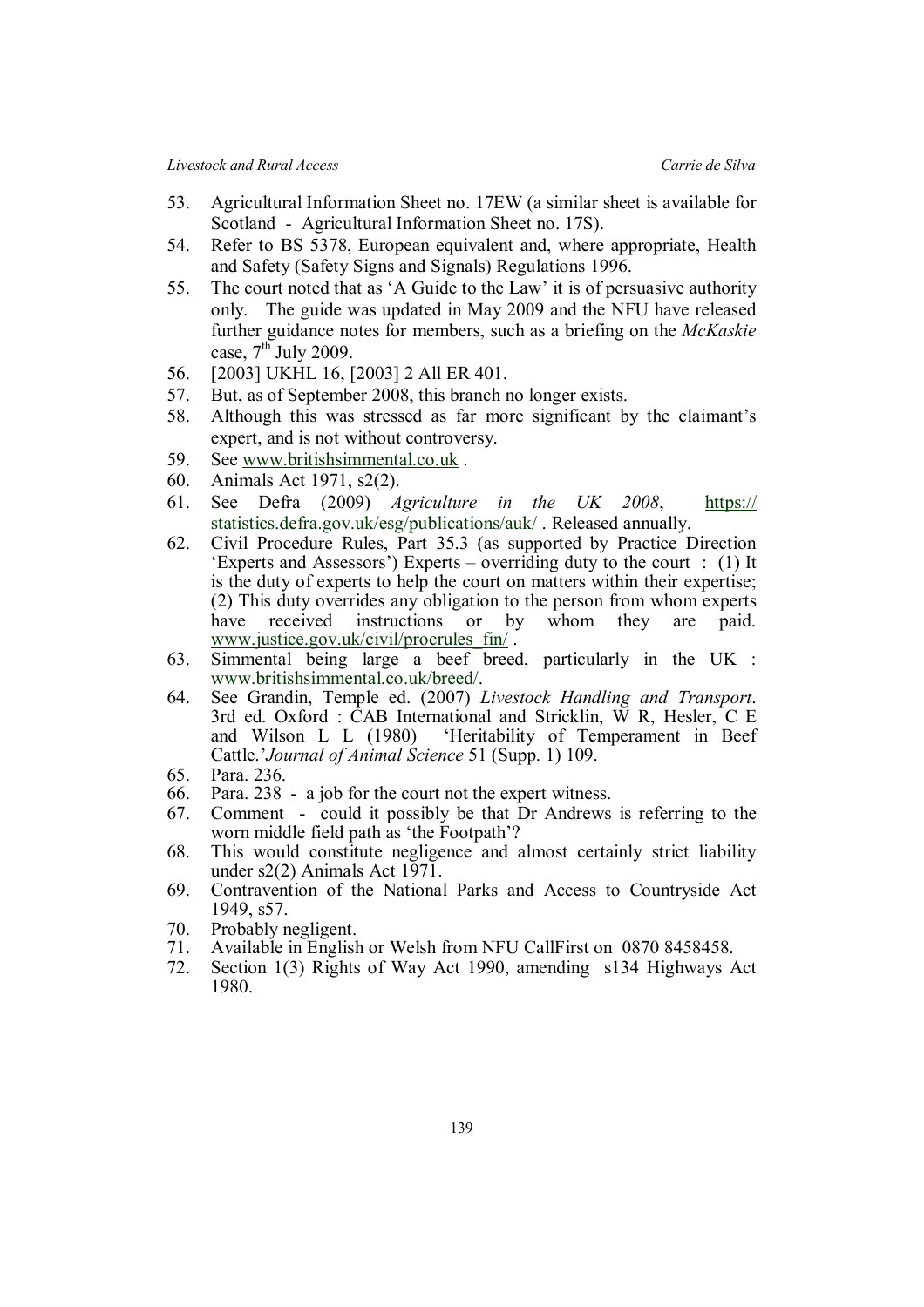53. Agricultural Information Sheet no. 17EW (a similar sheet is available for Scotland - Agricultural Information Sheet no. 17S).
54. Refer to BS 5378, European equivalent and, where appropriate, Health and Safety (Safety Signs and Signals) Regulations 1996.
55. The court noted that as 'A Guide to the Law' it is of persuasive authority only. The guide was updated in May 2009 and the NFU have released further guidance notes for members, such as a briefing on the *McKaskie* case, 7th July 2009.
56. [2003] UKHL 16, [2003] 2 All ER 401.
57. But, as of September 2008, this branch no longer exists.
58. Although this was stressed as far more significant by the claimant's expert, and is not without controversy.
59. See www.britishsimmental.co.uk .
60. Animals Act 1971, s2(2).
61. See Defra (2009) *Agriculture in the UK 2008*, https://statistics.defra.gov.uk/esg/publications/auk/ . Released annually.
62. Civil Procedure Rules, Part 35.3 (as supported by Practice Direction 'Experts and Assessors') Experts – overriding duty to the court : (1) It is the duty of experts to help the court on matters within their expertise; (2) This duty overrides any obligation to the person from whom experts have received instructions or by whom they are paid. www.justice.gov.uk/civil/procrules_fin/ .
63. Simmental being large a beef breed, particularly in the UK : www.britishsimmental.co.uk/breed/.
64. See Grandin, Temple ed. (2007) *Livestock Handling and Transport*. 3rd ed. Oxford : CAB International and Stricklin, W R, Hesler, C E and Wilson L L (1980) 'Heritability of Temperament in Beef Cattle.'*Journal of Animal Science* 51 (Supp. 1) 109.
65. Para. 236.
66. Para. 238 - a job for the court not the expert witness.
67. Comment - could it possibly be that Dr Andrews is referring to the worn middle field path as 'the Footpath'?
68. This would constitute negligence and almost certainly strict liability under s2(2) Animals Act 1971.
69. Contravention of the National Parks and Access to Countryside Act 1949, s57.
70. Probably negligent.
71. Available in English or Welsh from NFU CallFirst on 0870 8458458.
72. Section 1(3) Rights of Way Act 1990, amending s134 Highways Act 1980.